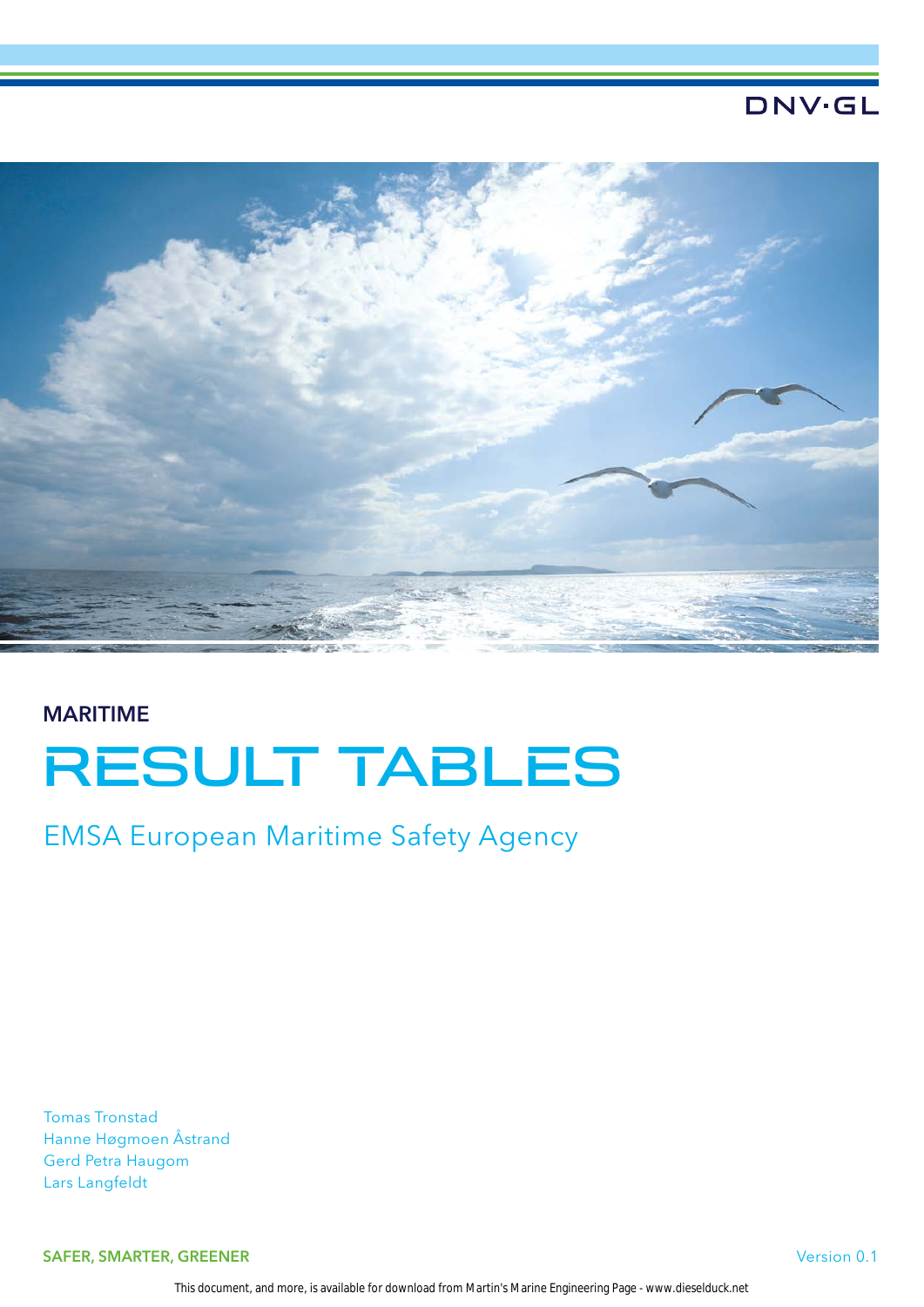DNV·GL

MARITIME

# RESULT TABLES

## EMSA European Maritime Safety Agency

Tomas Tronstad
Hanne Høgmoen Åstrand
Gerd Petra Haugom
Lars Langfeldt

**SAFER, SMARTER, GREENER**

Version 0.1

This document, and more, is available for download from Martin's Marine Engineering Page - www.dieselduck.net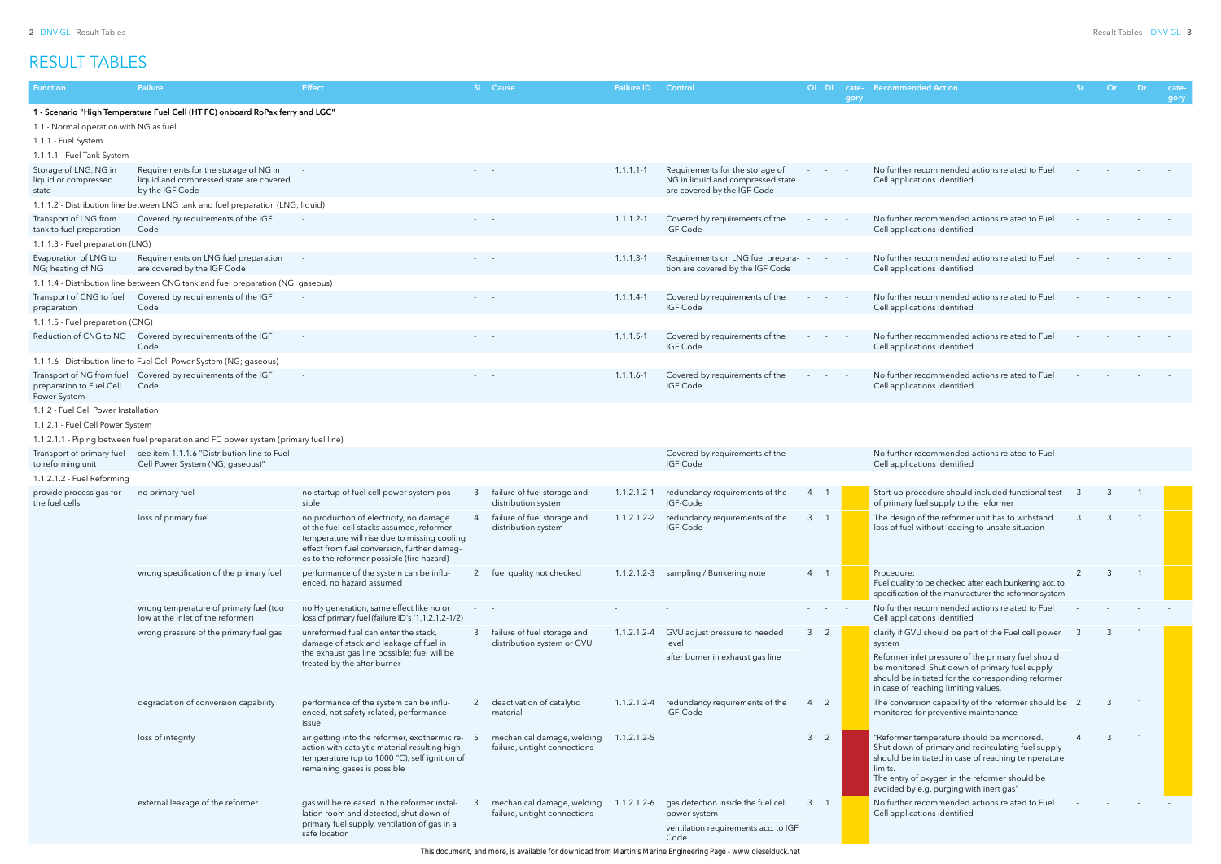# RESULT TABLES

| Function | Failure | Effect | Si | Cause | Failure ID | Control | Oi | Di | category | Recommended Action | Sr | Or | Dr | category |
|---|---|---|---|---|---|---|---|---|---|---|---|---|---|---|
| **1 - Scenario "High Temperature Fuel Cell (HT FC) onboard RoPax ferry and LGC"** | | | | | | | | | | | | | | |
| 1.1 - Normal operation with NG as fuel | | | | | | | | | | | | | | |
| 1.1.1 - Fuel System | | | | | | | | | | | | | | |
| 1.1.1.1 - Fuel Tank System | | | | | | | | | | | | | | |
| Storage of LNG, NG in liquid or compressed state | Requirements for the storage of NG in liquid and compressed state are covered by the IGF Code | - | - | - | 1.1.1.1-1 | Requirements for the storage of NG in liquid and compressed state are covered by the IGF Code | - | - | - | No further recommended actions related to Fuel Cell applications identified | - | - | - | - |
| 1.1.1.2 - Distribution line between LNG tank and fuel preparation (LNG; liquid) | | | | | | | | | | | | | | |
| Transport of LNG from tank to fuel preparation | Covered by requirements of the IGF Code | - | - | - | 1.1.1.2-1 | Covered by requirements of the IGF Code | - | - | - | No further recommended actions related to Fuel Cell applications identified | - | - | - | - |
| 1.1.1.3 - Fuel preparation (LNG) | | | | | | | | | | | | | | |
| Evaporation of LNG to NG; heating of NG | Requirements on LNG fuel preparation are covered by the IGF Code | - | - | - | 1.1.1.3-1 | Requirements on LNG fuel preparation are covered by the IGF Code | - | - | - | No further recommended actions related to Fuel Cell applications identified | - | - | - | - |
| 1.1.1.4 - Distribution line between CNG tank and fuel preparation (NG; gaseous) | | | | | | | | | | | | | | |
| Transport of CNG to fuel preparation | Covered by requirements of the IGF Code | - | - | - | 1.1.1.4-1 | Covered by requirements of the IGF Code | - | - | - | No further recommended actions related to Fuel Cell applications identified | - | - | - | - |
| 1.1.1.5 - Fuel preparation (CNG) | | | | | | | | | | | | | | |
| Reduction of CNG to NG | Covered by requirements of the IGF Code | - | - | - | 1.1.1.5-1 | Covered by requirements of the IGF Code | - | - | - | No further recommended actions related to Fuel Cell applications identified | - | - | - | - |
| 1.1.1.6 - Distribution line to Fuel Cell Power System (NG; gaseous) | | | | | | | | | | | | | | |
| Transport of NG from fuel preparation to Fuel Cell Power System | Covered by requirements of the IGF Code | - | - | - | 1.1.1.6-1 | Covered by requirements of the IGF Code | - | - | - | No further recommended actions related to Fuel Cell applications identified | - | - | - | - |
| 1.1.2 - Fuel Cell Power Installation | | | | | | | | | | | | | | |
| 1.1.2.1 - Fuel Cell Power System | | | | | | | | | | | | | | |
| 1.1.2.1.1 - Piping between fuel preparation and FC power system (primary fuel line) | | | | | | | | | | | | | | |
| Transport of primary fuel to reforming unit | see item 1.1.1.6 "Distribution line to Fuel Cell Power System (NG; gaseous)" | - | - | - | - | Covered by requirements of the IGF Code | - | - | - | No further recommended actions related to Fuel Cell applications identified | - | - | - | - |
| 1.1.2.1.2 - Fuel Reforming | | | | | | | | | | | | | | |
| provide process gas for the fuel cells | no primary fuel | no startup of fuel cell power system possible | 3 | failure of fuel storage and distribution system | 1.1.2.1.2-1 | redundancy requirements of the IGF-Code | 4 | 1 | | Start-up procedure should included functional test of primary fuel supply to the reformer | 3 | 3 | 1 | |
| | loss of primary fuel | no production of electricity, no damage of the fuel cell stacks assumed, reformer temperature will rise due to missing cooling effect from fuel conversion, further damages to the reformer possible (fire hazard) | 4 | failure of fuel storage and distribution system | 1.1.2.1.2-2 | redundancy requirements of the IGF-Code | 3 | 1 | | The design of the reformer unit has to withstand loss of fuel without leading to unsafe situation | 3 | 3 | 1 | |
| | wrong specification of the primary fuel | performance of the system can be influenced, no hazard assumed | 2 | fuel quality not checked | 1.1.2.1.2-3 | sampling / Bunkering note | 4 | 1 | | Procedure: Fuel quality to be checked after each bunkering acc. to specification of the manufacturer the reformer system | 2 | 3 | 1 | |
| | wrong temperature of primary fuel (too low at the inlet of the reformer) | no $H_2$ generation, same effect like no or loss of primary fuel (failure ID's '1.1.2.1.2-1/2) | - | - | - | - | - | - | - | No further recommended actions related to Fuel Cell applications identified | - | - | - | - |
| | wrong pressure of the primary fuel gas | unreformed fuel can enter the stack, damage of stack and leakage of fuel in the exhaust gas line possible; fuel will be treated by the after burner | 3 | failure of fuel storage and distribution system or GVU | 1.1.2.1.2-4 | GVU adjust pressure to needed level<br>after burner in exhaust gas line | 3 | 2 | | clarify if GVU should be part of the Fuel cell power system<br>Reformer inlet pressure of the primary fuel should be monitored. Shut down of primary fuel supply should be initiated for the corresponding reformer in case of reaching limiting values. | 3 | 3 | 1 | |
| | degradation of conversion capability | performance of the system can be influenced, not safety related, performance issue | 2 | deactivation of catalytic material | 1.1.2.1.2-4 | redundancy requirements of the IGF-Code | 4 | 2 | | The conversion capability of the reformer should be monitored for preventive maintenance | 2 | 3 | 1 | |
| | loss of integrity | air getting into the reformer, exothermic reaction with catalytic material resulting high temperature (up to 1000 °C), self ignition of remaining gases is possible | 5 | mechanical damage, welding failure, untight connections | 1.1.2.1.2-5 | | 3 | 2 | | "Reformer temperature should be monitored. Shut down of primary and recirculating fuel supply should be initiated in case of reaching temperature limits.<br>The entry of oxygen in the reformer should be avoided by e.g. purging with inert gas" | 4 | 3 | 1 | |
| | external leakage of the reformer | gas will be released in the reformer installation room and detected, shut down of primary fuel supply, ventilation of gas in a safe location | 3 | mechanical damage, welding failure, untight connections | 1.1.2.1.2-6 | gas detection inside the fuel cell power system<br>ventilation requirements acc. to IGF Code | 3 | 1 | | No further recommended actions related to Fuel Cell applications identified | - | - | - | - |

This document, and more, is available for download from Martin's Marine Engineering Page - www.dieselduck.net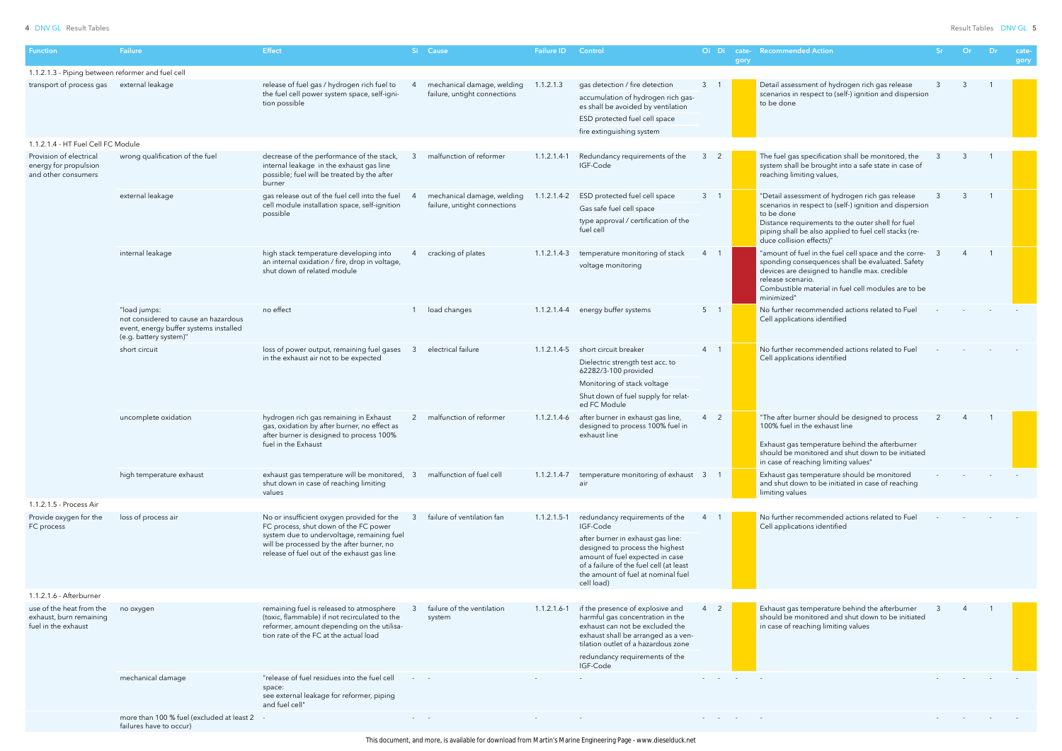| Function | Failure | Effect | Si | Cause | Failure ID | Control | Oi | Di | category | Recommended Action | Sr | Or | Dr | category |
|---|---|---|---|---|---|---|---|---|---|---|---|---|---|---|
| 1.1.2.1.3 - Piping between reformer and fuel cell | | | | | | | | | | | | | | |
| transport of process gas | external leakage | release of fuel gas / hydrogen rich fuel to the fuel cell power system space, self-ignition possible | 4 | mechanical damage, welding failure, untight connections | 1.1.2.1.3 | gas detection / fire detection<br>accumulation of hydrogen rich gases shall be avoided by ventilation<br>ESD protected fuel cell space<br>fire extinguishing system | 3 | 1 | | Detail assessment of hydrogen rich gas release scenarios in respect to (self-) ignition and dispersion to be done | 3 | 3 | 1 | |
| 1.1.2.1.4 - HT Fuel Cell FC Module | | | | | | | | | | | | | | |
| Provision of electrical energy for propulsion and other consumers | wrong qualification of the fuel | decrease of the performance of the stack, internal leakage in the exhaust gas line possible; fuel will be treated by the after burner | 3 | malfunction of reformer | 1.1.2.1.4-1 | Redundancy requirements of the IGF-Code | 3 | 2 | | The fuel gas specification shall be monitored, the system shall be brought into a safe state in case of reaching limiting values, | 3 | 3 | 1 | |
| | external leakage | gas release out of the fuel cell into the fuel cell module installation space, self-ignition possible | 4 | mechanical damage, welding failure, untight connections | 1.1.2.1.4-2 | ESD protected fuel cell space<br>Gas safe fuel cell space<br>type approval / certification of the fuel cell | 3 | 1 | | "Detail assessment of hydrogen rich gas release scenarios in respect to (self-) ignition and dispersion to be done<br>Distance requirements to the outer shell for fuel piping shall be also applied to fuel cell stacks (reduce collision effects)" | 3 | 3 | 1 | |
| | internal leakage | high stack temperature developing into an internal oxidation / fire, drop in voltage, shut down of related module | 4 | cracking of plates | 1.1.2.1.4-3 | temperature monitoring of stack<br>voltage monitoring | 4 | 1 | | "amount of fuel in the fuel cell space and the corresponding consequences shall be evaluated. Safety devices are designed to handle max. credible release scenario.<br>Combustible material in fuel cell modules are to be minimized" | 3 | 4 | 1 | |
| | "load jumps:<br>not considered to cause an hazardous event, energy buffer systems installed (e.g. battery system)" | no effect | 1 | load changes | 1.1.2.1.4-4 | energy buffer systems | 5 | 1 | | No further recommended actions related to Fuel Cell applications identified | - | - | - | - |
| | short circuit | loss of power output, remaining fuel gases in the exhaust air not to be expected | 3 | electrical failure | 1.1.2.1.4-5 | short circuit breaker<br>Dielectric strength test acc. to 62282/3-100 provided<br>Monitoring of stack voltage<br>Shut down of fuel supply for related FC Module | 4 | 1 | | No further recommended actions related to Fuel Cell applications identified | - | - | - | - |
| | uncomplete oxidation | hydrogen rich gas remaining in Exhaust gas, oxidation by after burner, no effect as after burner is designed to process 100% fuel in the Exhaust | 2 | malfunction of reformer | 1.1.2.1.4-6 | after burner in exhaust gas line, designed to process 100% fuel in exhaust line | 4 | 2 | | "The after burner should be designed to process 100% fuel in the exhaust line<br>Exhaust gas temperature behind the afterburner should be monitored and shut down to be initiated in case of reaching limiting values" | 2 | 4 | 1 | |
| | high temperature exhaust | exhaust gas temperature will be monitored, shut down in case of reaching limiting values | 3 | malfunction of fuel cell | 1.1.2.1.4-7 | temperature monitoring of exhaust air | 3 | 1 | | Exhaust gas temperature should be monitored and shut down to be initiated in case of reaching limiting values | - | - | - | - |
| 1.1.2.1.5 - Process Air | | | | | | | | | | | | | | |
| Provide oxygen for the FC process | loss of process air | No or insufficient oxygen provided for the FC process, shut down of the FC power system due to undervoltage, remaining fuel will be processed by the after burner, no release of fuel out of the exhaust gas line | 3 | failure of ventilation fan | 1.1.2.1.5-1 | redundancy requirements of the IGF-Code<br>after burner in exhaust gas line: designed to process the highest amount of fuel expected in case of a failure of the fuel cell (at least the amount of fuel at nominal fuel cell load) | 4 | 1 | | No further recommended actions related to Fuel Cell applications identified | - | - | - | - |
| 1.1.2.1.6 - Afterburner | | | | | | | | | | | | | | |
| use of the heat from the exhaust, burn remaining fuel in the exhaust | no oxygen | remaining fuel is released to atmosphere (toxic, flammable) if not recirculated to the reformer, amount depending on the utilisation rate of the FC at the actual load | 3 | failure of the ventilation system | 1.1.2.1.6-1 | if the presence of explosive and harmful gas concentration in the exhaust can not be excluded the exhaust shall be arranged as a ventilation outlet of a hazardous zone<br>redundancy requirements of the IGF-Code | 4 | 2 | | Exhaust gas temperature behind the afterburner should be monitored and shut down to be initiated in case of reaching limiting values | 3 | 4 | 1 | |
| | mechanical damage | "release of fuel residues into the fuel cell space:<br>see external leakage for reformer, piping and fuel cell" | - | - | - | - | - | - | - | - | - | - | - | - |
| | more than 100 % fuel (excluded at least 2 failures have to occur) | - | - | - | - | - | - | - | - | - | - | - | - | - |

This document, and more, is available for download from Martin's Marine Engineering Page - www.dieselduck.net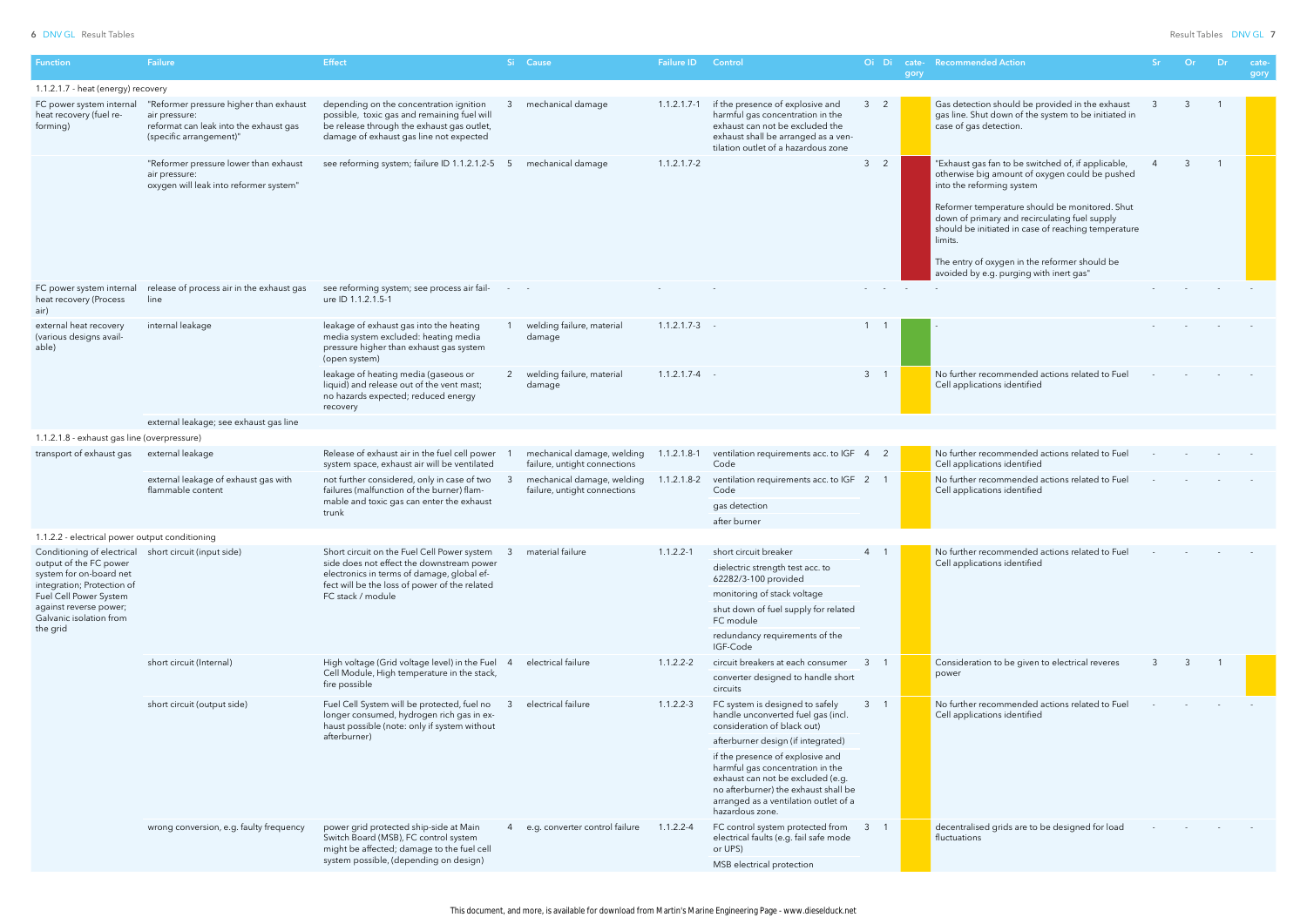| Function | Failure | Effect | Si | Cause | Failure ID | Control | Oi | Di | category | Recommended Action | Sr | Or | Dr | category |
|---|---|---|---|---|---|---|---|---|---|---|---|---|---|---|
| 1.1.2.1.7 - heat (energy) recovery | | | | | | | | | | | | | | |
| FC power system internal heat recovery (fuel re-forming) | "Reformer pressure higher than exhaust air pressure: reformat can leak into the exhaust gas (specific arrangement)" | depending on the concentration ignition possible, toxic gas and remaining fuel will be release through the exhaust gas outlet, damage of exhaust gas line not expected | 3 | mechanical damage | 1.1.2.1.7-1 | if the presence of explosive and harmful gas concentration in the exhaust can not be excluded the exhaust shall be arranged as a ventilation outlet of a hazardous zone | 3 | 2 | | Gas detection should be provided in the exhaust gas line. Shut down of the system to be initiated in case of gas detection. | 3 | 3 | 1 | |
| | "Reformer pressure lower than exhaust air pressure: oxygen will leak into reformer system" | see reforming system; failure ID 1.1.2.1.2-5 | 5 | mechanical damage | 1.1.2.1.7-2 | | 3 | 2 | | "Exhaust gas fan to be switched of, if applicable, otherwise big amount of oxygen could be pushed into the reforming system<br><br>Reformer temperature should be monitored. Shut down of primary and recirculating fuel supply should be initiated in case of reaching temperature limits.<br><br>The entry of oxygen in the reformer should be avoided by e.g. purging with inert gas" | 4 | 3 | 1 | |
| FC power system internal heat recovery (Process air) | release of process air in the exhaust gas line | see reforming system; see process air failure ID 1.1.2.1.5-1 | - | - | - | - | - | - | - | - | - | - | - | - |
| external heat recovery (various designs available) | internal leakage | leakage of exhaust gas into the heating media system excluded: heating media pressure higher than exhaust gas system (open system) | 1 | welding failure, material damage | 1.1.2.1.7-3 | - | 1 | 1 | | - | - | - | - | - |
| | | leakage of heating media (gaseous or liquid) and release out of the vent mast; no hazards expected; reduced energy recovery | 2 | welding failure, material damage | 1.1.2.1.7-4 | - | 3 | 1 | | No further recommended actions related to Fuel Cell applications identified | - | - | - | - |
| | external leakage; see exhaust gas line | | | | | | | | | | | | | |
| 1.1.2.1.8 - exhaust gas line (overpressure) | | | | | | | | | | | | | | |
| transport of exhaust gas | external leakage | Release of exhaust air in the fuel cell power system space, exhaust air will be ventilated | 1 | mechanical damage, welding failure, untight connections | 1.1.2.1.8-1 | ventilation requirements acc. to IGF Code | 4 | 2 | | No further recommended actions related to Fuel Cell applications identified | - | - | - | - |
| | external leakage of exhaust gas with flammable content | not further considered, only in case of two failures (malfunction of the burner) flammable and toxic gas can enter the exhaust trunk | 3 | mechanical damage, welding failure, untight connections | 1.1.2.1.8-2 | ventilation requirements acc. to IGF Code<br>gas detection<br>after burner | 2 | 1 | | No further recommended actions related to Fuel Cell applications identified | - | - | - | - |
| 1.1.2.2 - electrical power output conditioning | | | | | | | | | | | | | | |
| Conditioning of electrical output of the FC power system for on-board net integration; Protection of Fuel Cell Power System against reverse power; Galvanic isolation from the grid | short circuit (input side) | Short circuit on the Fuel Cell Power System side does not effect the downstream power electronics in terms of damage, global effect will be the loss of power of the related FC stack / module | 3 | material failure | 1.1.2.2-1 | short circuit breaker<br>dielectric strength test acc. to 62282/3-100 provided<br>monitoring of stack voltage<br>shut down of fuel supply for related FC module<br>redundancy requirements of the IGF-Code | 4 | 1 | | No further recommended actions related to Fuel Cell applications identified | - | - | - | - |
| | short circuit (Internal) | High voltage (Grid voltage level) in the Fuel Cell Module, High temperature in the stack, fire possible | 4 | electrical failure | 1.1.2.2-2 | circuit breakers at each consumer<br>converter designed to handle short circuits | 3 | 1 | | Consideration to be given to electrical reveres power | 3 | 3 | 1 | |
| | short circuit (output side) | Fuel Cell System will be protected, fuel no longer consumed, hydrogen rich gas in exhaust possible (note: only if system without afterburner) | 3 | electrical failure | 1.1.2.2-3 | FC system is designed to safely handle unconverted fuel gas (incl. consideration of black out)<br>afterburner design (if integrated)<br>if the presence of explosive and harmful gas concentration in the exhaust can not be excluded (e.g. no afterburner) the exhaust shall be arranged as a ventilation outlet of a hazardous zone. | 3 | 1 | | No further recommended actions related to Fuel Cell applications identified | - | - | - | - |
| | wrong conversion, e.g. faulty frequency | power grid protected ship-side at Main Switch Board (MSB), FC control system might be affected; damage to the fuel cell system possible, (depending on design) | 4 | e.g. converter control failure | 1.1.2.2-4 | FC control system protected from electrical faults (e.g. fail safe mode or UPS)<br>MSB electrical protection | 3 | 1 | | decentralised grids are to be designed for load fluctuations | - | - | - | - |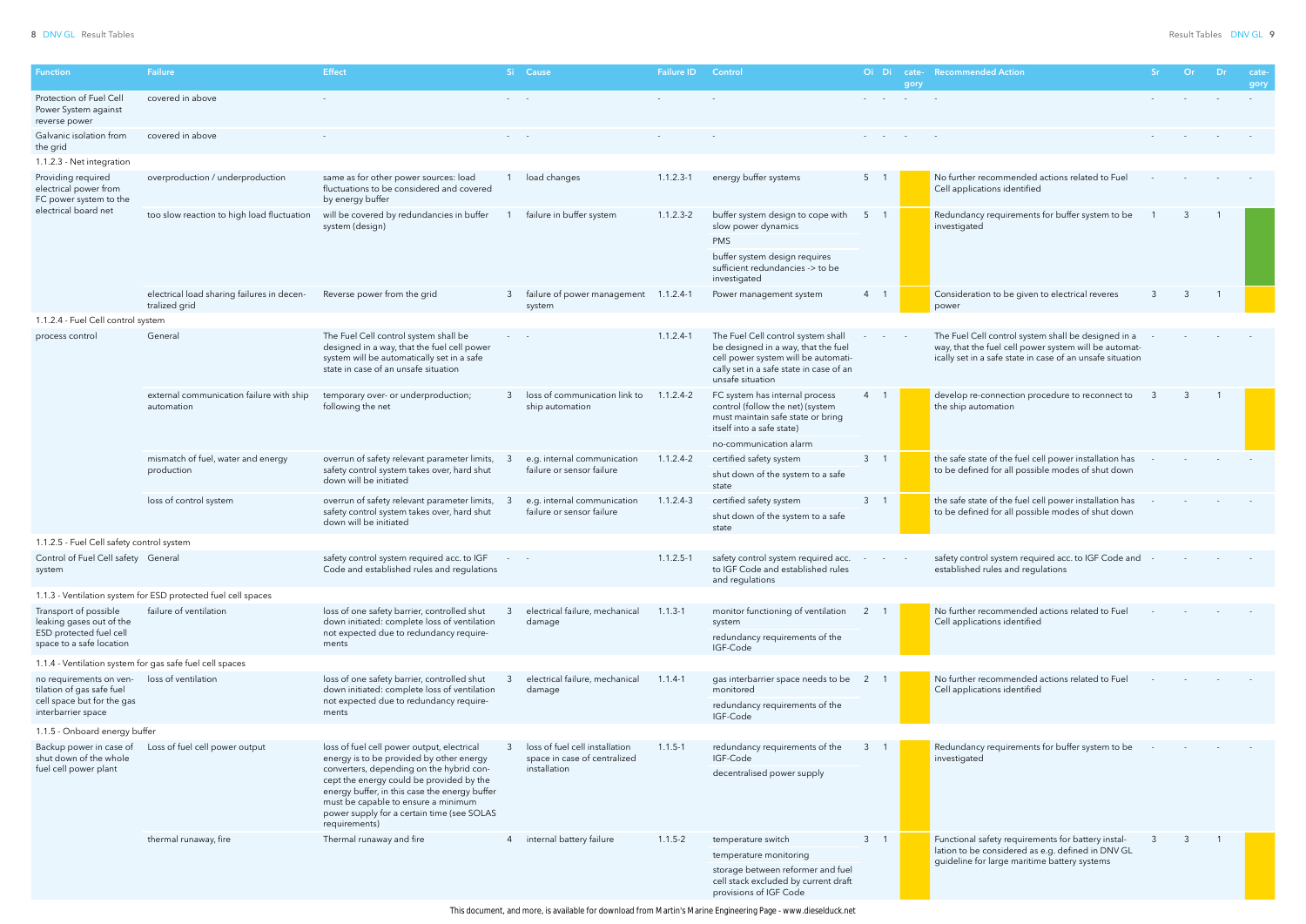| Function | Failure | Effect | Si | Cause | Failure ID | Control | Oi | Di | category | Recommended Action | Sr | Or | Dr | category |
|---|---|---|---|---|---|---|---|---|---|---|---|---|---|---|
| Protection of Fuel Cell Power System against reverse power | covered in above | - | - | - | - | - | - | - | - | - | - | - | - | - |
| Galvanic isolation from the grid | covered in above | - | - | - | - | - | - | - | - | - | - | - | - | - |
| 1.1.2.3 - Net integration | | | | | | | | | | | | | | |
| Providing required electrical power from FC power system to the electrical board net | overproduction / underproduction | same as for other power sources: load fluctuations to be considered and covered by energy buffer | 1 | load changes | 1.1.2.3-1 | energy buffer systems | 5 | 1 | | No further recommended actions related to Fuel Cell applications identified | - | - | - | - |
| | too slow reaction to high load fluctuation | will be covered by redundancies in buffer system (design) | 1 | failure in buffer system | 1.1.2.3-2 | buffer system design to cope with slow power dynamics; PMS; buffer system design requires sufficient redundancies -> to be investigated | 5 | 1 | | Redundancy requirements for buffer system to be investigated | 1 | 3 | 1 | |
| | electrical load sharing failures in decentralized grid | Reverse power from the grid | 3 | failure of power management system | 1.1.2.4-1 | Power management system | 4 | 1 | | Consideration to be given to electrical reveres power | 3 | 3 | 1 | |
| 1.1.2.4 - Fuel Cell control system | | | | | | | | | | | | | | |
| process control | General | The Fuel Cell control system shall be designed in a way, that the fuel cell power system will be automatically set in a safe state in case of an unsafe situation | - | - | 1.1.2.4-1 | The Fuel Cell control system shall be designed in a way, that the fuel cell power system will be automatically set in a safe state in case of an unsafe situation | - | - | - | The Fuel Cell control system shall be designed in a way, that the fuel cell power system will be automatically set in a safe state in case of an unsafe situation | - | - | - | - |
| | external communication failure with ship automation | temporary over- or underproduction; following the net | 3 | loss of communication link to ship automation | 1.1.2.4-2 | FC system has internal process control (follow the net) (system must maintain safe state or bring itself into a safe state); no-communication alarm | 4 | 1 | | develop re-connection procedure to reconnect to the ship automation | 3 | 3 | 1 | |
| | mismatch of fuel, water and energy production | overrun of safety relevant parameter limits, safety control system takes over, hard shut down will be initiated | 3 | e.g. internal communication failure or sensor failure | 1.1.2.4-2 | certified safety system; shut down of the system to a safe state | 3 | 1 | | the safe state of the fuel cell power installation has to be defined for all possible modes of shut down | - | - | - | - |
| | loss of control system | overrun of safety relevant parameter limits, safety control system takes over, hard shut down will be initiated | 3 | e.g. internal communication failure or sensor failure | 1.1.2.4-3 | certified safety system; shut down of the system to a safe state | 3 | 1 | | the safe state of the fuel cell power installation has to be defined for all possible modes of shut down | - | - | - | - |
| 1.1.2.5 - Fuel Cell safety control system | | | | | | | | | | | | | | |
| Control of Fuel Cell safety system | General | safety control system required acc. to IGF Code and established rules and regulations | - | - | 1.1.2.5-1 | safety control system required acc. to IGF Code and established rules and regulations | - | - | - | safety control system required acc. to IGF Code and established rules and regulations | - | - | - | - |
| 1.1.3 - Ventilation system for ESD protected fuel cell spaces | | | | | | | | | | | | | | |
| Transport of possible leaking gases out of the ESD protected fuel cell space to a safe location | failure of ventilation | loss of one safety barrier, controlled shut down initiated: complete loss of ventilation not expected due to redundancy requirements | 3 | electrical failure, mechanical damage | 1.1.3-1 | monitor functioning of ventilation system; redundancy requirements of the IGF-Code | 2 | 1 | | No further recommended actions related to Fuel Cell applications identified | - | - | - | - |
| 1.1.4 - Ventilation system for gas safe fuel cell spaces | | | | | | | | | | | | | | |
| no requirements on ventilation of gas safe fuel cell space but for the gas interbarrier space | loss of ventilation | loss of one safety barrier, controlled shut down initiated: complete loss of ventilation not expected due to redundancy requirements | 3 | electrical failure, mechanical damage | 1.1.4-1 | gas interbarrier space needs to be monitored; redundancy requirements of the IGF-Code | 2 | 1 | | No further recommended actions related to Fuel Cell applications identified | - | - | - | - |
| 1.1.5 - Onboard energy buffer | | | | | | | | | | | | | | |
| Backup power in case of shut down of the whole fuel cell power plant | Loss of fuel cell power output | loss of fuel cell power output, electrical energy is to be provided by other energy converters, depending on the hybrid concept the energy could be provided by the energy buffer, in this case the energy buffer must be capable to ensure a minimum power supply for a certain time (see SOLAS requirements) | 3 | loss of fuel cell installation space in case of centralized installation | 1.1.5-1 | redundancy requirements of the IGF-Code; decentralised power supply | 3 | 1 | | Redundancy requirements for buffer system to be investigated | - | - | - | - |
| | thermal runaway, fire | Thermal runaway and fire | 4 | internal battery failure | 1.1.5-2 | temperature switch; temperature monitoring; storage between reformer and fuel cell stack excluded by current draft provisions of IGF Code | 3 | 1 | | Functional safety requirements for battery installation to be considered as e.g. defined in DNV GL guideline for large maritime battery systems | 3 | 3 | 1 | |

This document, and more, is available for download from Martin's Marine Engineering Page - www.dieselduck.net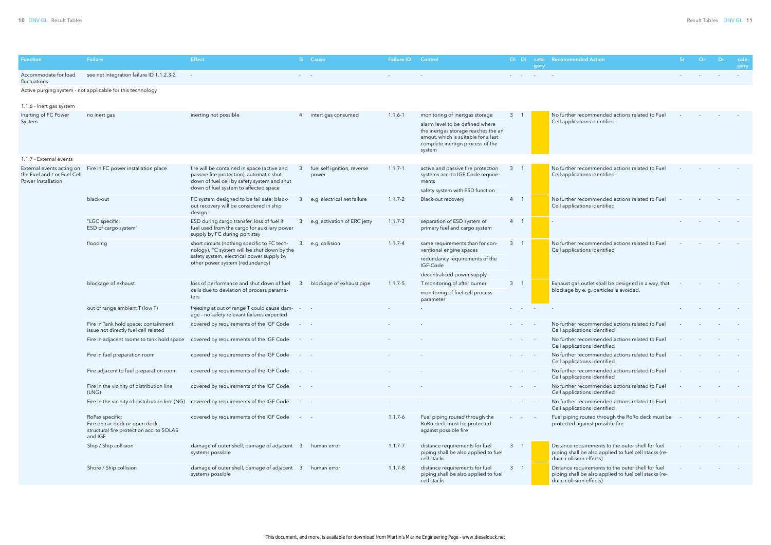| Function | Failure | Effect | Si | Cause | Failure ID | Control | Oi | Di | cate-gory | Recommended Action | Sr | Or | Dr | cate-gory |
|---|---|---|---|---|---|---|---|---|---|---|---|---|---|---|
| Accommodate for load fluctuations | see net integration failure ID 1.1.2.3-2 | - | - | - | - | - | - | - | - | - | - | - | - | - |
| Active purging system - not applicable for this technology | | | | | | | | | | | | | | |
| 1.1.6 - Inert gas system | | | | | | | | | | | | | | |
| Inerting of FC Power System | no inert gas | inerting not possible | 4 | intert gas consumed | 1.1.6-1 | monitoring of inertgas storage<br>alarm level to be defined where the inertgas storage reaches the an amout, which is suitable for a last complete inertign process of the system | 3 | 1 | | No further recommended actions related to Fuel Cell applications identified | - | - | - | - |
| 1.1.7 - External events | | | | | | | | | | | | | | |
| External events acting on the Fuel and / or Fuel Cell Power Installation | Fire in FC power installation place | fire will be contained in space (active and passive fire protection), automatic shut down of fuel cell by safety system and shut down of fuel system to affected space | 3 | fuel self ignition, reverse power | 1.1.7-1 | active and passive fire protection systems acc. to IGF Code requirements<br>safety system with ESD function | 3 | 1 | | No further recommended actions related to Fuel Cell applications identified | - | - | - | - |
| | black-out | FC system designed to be fail safe; black-out recovery will be considered in ship design | 3 | e.g. electrical net failure | 1.1.7-2 | Black-out recovery | 4 | 1 | | No further recommended actions related to Fuel Cell applications identified | - | - | - | - |
| | "LGC specific: ESD of cargo system" | ESD during cargo transfer, loss of fuel if fuel used from the cargo for auxiliary power supply by FC during port stay | 3 | e.g. activation of ERC jetty | 1.1.7-3 | separation of ESD system of primary fuel and cargo system | 4 | 1 | | - | - | - | - | - |
| | flooding | short circuits (nothing specific to FC technology), FC system will be shut down by the safety system, electrical power supply by other power system (redundancy) | 3 | e.g. collision | 1.1.7-4 | same requirements than for conventional engine spaces<br>redundancy requirements of the IGF-Code<br>decentraliced power supply | 3 | 1 | | No further recommended actions related to Fuel Cell applications identified | - | - | - | - |
| | blockage of exhaust | loss of performance and shut down of fuel cells due to deviation of process parameters | 3 | blockage of exhaust pipe | 1.1.7-5 | T monitoring of after burner<br>monitoring of fuel cell process parameter | 3 | 1 | | Exhaust gas outlet shall be designed in a way, that blockage by e. g. particles is avoided. | - | - | - | - |
| | out of range ambient T (low T) | freezing at out of range T could cause damage - no safety relevant failures expected | - | - | - | - | - | - | - | - | - | - | - | - |
| | Fire in Tank hold space: containment issue not directly fuel cell related | covered by requirements of the IGF Code | - | - | - | - | - | - | - | No further recommended actions related to Fuel Cell applications identified | - | - | - | - |
| | Fire in adjacent rooms to tank hold space | covered by requirements of the IGF Code | - | - | - | - | - | - | - | No further recommended actions related to Fuel Cell applications identified | - | - | - | - |
| | Fire in fuel preparation room | covered by requirements of the IGF Code | - | - | - | - | - | - | - | No further recommended actions related to Fuel Cell applications identified | - | - | - | - |
| | Fire adjacent to fuel preparation room | covered by requirements of the IGF Code | - | - | - | - | - | - | - | No further recommended actions related to Fuel Cell applications identified | - | - | - | - |
| | Fire in the vicinity of distribution line (LNG) | covered by requirements of the IGF Code | - | - | - | - | - | - | - | No further recommended actions related to Fuel Cell applications identified | - | - | - | - |
| | Fire in the vicinity of distribution line (NG) | covered by requirements of the IGF Code | - | - | - | - | - | - | - | No further recommended actions related to Fuel Cell applications identified | - | - | - | - |
| | RoPax specific: Fire on car deck or open deck structural fire protection acc. to SOLAS and IGF | covered by requirements of the IGF Code | - | - | 1.1.7-6 | Fuel piping routed through the RoRo deck must be protected against possible fire | - | - | - | Fuel piping routed through the RoRo deck must be protected against possible fire | - | - | - | - |
| | Ship / Ship collision | damage of outer shell, damage of adjacent systems possible | 3 | human error | 1.1.7-7 | distance requirements for fuel piping shall be also applied to fuel cell stacks | 3 | 1 | | Distance requirements to the outer shell for fuel piping shall be also applied to fuel cell stacks (reduce collision effects) | - | - | - | - |
| | Shore / Ship collision | damage of outer shell, damage of adjacent systems possible | 3 | human error | 1.1.7-8 | distance requirements for fuel piping shall be also applied to fuel cell stacks | 3 | 1 | | Distance requirements to the outer shell for fuel piping shall be also applied to fuel cell stacks (reduce collision effects) | - | - | - | - |

This document, and more, is available for download from Martin's Marine Engineering Page - www.dieselduck.net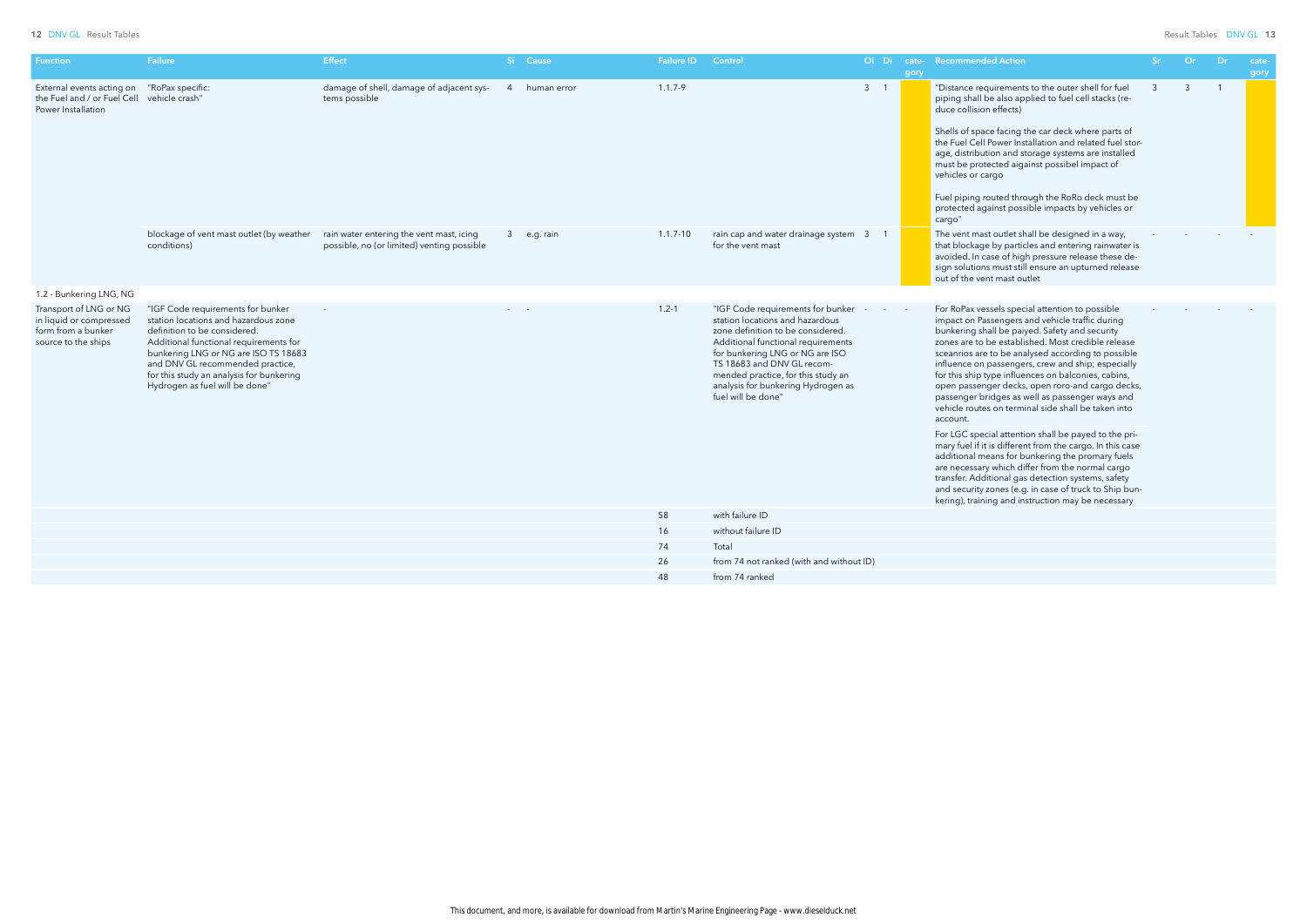| Function | Failure | Effect | Si | Cause | Failure ID | Control | Oi | Di | cate-gory | Recommended Action | Sr | Or | Dr | cate-gory |
|---|---|---|---|---|---|---|---|---|---|---|---|---|---|---|
| External events acting on the Fuel and / or Fuel Cell Power Installation | "RoPax specific: vehicle crash" | damage of shell, damage of adjacent systems possible | 4 | human error | 1.1.7-9 | | 3 | 1 | | "Distance requirements to the outer shell for fuel piping shall be also applied to fuel cell stacks (reduce collision effects)<br><br>Shells of space facing the car deck where parts of the Fuel Cell Power Installation and related fuel storage, distribution and storage systems are installed must be protected aigainst possibel impact of vehicles or cargo<br><br>Fuel piping routed through the RoRo deck must be protected against possible impacts by vehicles or cargo" | 3 | 3 | 1 | |
| | blockage of vent mast outlet (by weather conditions) | rain water entering the vent mast, icing possible, no (or limited) venting possible | 3 | e.g. rain | 1.1.7-10 | rain cap and water drainage system for the vent mast | 3 | 1 | | The vent mast outlet shall be designed in a way, that blockage by particles and entering rainwater is avoided. In case of high pressure release these design solutions must still ensure an upturned release out of the vent mast outlet | - | - | - | - |
| 1.2 - Bunkering LNG, NG | | | | | | | | | | | | | | |
| Transport of LNG or NG in liquid or compressed form from a bunker source to the ships | "IGF Code requirements for bunker station locations and hazardous zone definition to be considered.<br>Additional functional requirements for bunkering LNG or NG are ISO TS 18683 and DNV GL recommended practice, for this study an analysis for bunkering Hydrogen as fuel will be done" | - | - | - | 1.2-1 | "IGF Code requirements for bunker station locations and hazardous zone definition to be considered. Additional functional requirements for bunkering LNG or NG are ISO TS 18683 and DNV GL recommended practice, for this study an analysis for bunkering Hydrogen as fuel will be done" | - | - | - | For RoPax vessels special attention to possible impact on Passengers and vehicle traffic during bunkering shall be paiyed. Safety and security zones are to be established. Most credible release sceanrios are to be analysed according to possible influence on passengers, crew and ship; especially for this ship type influences on balconies, cabins, open passenger decks, open roro-and cargo decks, passenger bridges as well as passenger ways and vehicle routes on terminal side shall be taken into account.<br><br>For LGC special attention shall be payed to the primary fuel if it is different from the cargo. In this case additional means for bunkering the promary fuels are necessary which differ from the normal cargo transfer. Additional gas detection systems, safety and security zones (e.g. in case of truck to Ship bunkering), training and instruction may be necessary | - | - | - | - |
| | | | | | 58 | with failure ID | | | | | | | | |
| | | | | | 16 | without failure ID | | | | | | | | |
| | | | | | 74 | Total | | | | | | | | |
| | | | | | 26 | from 74 not ranked (with and without ID) | | | | | | | | |
| | | | | | 48 | from 74 ranked | | | | | | | | |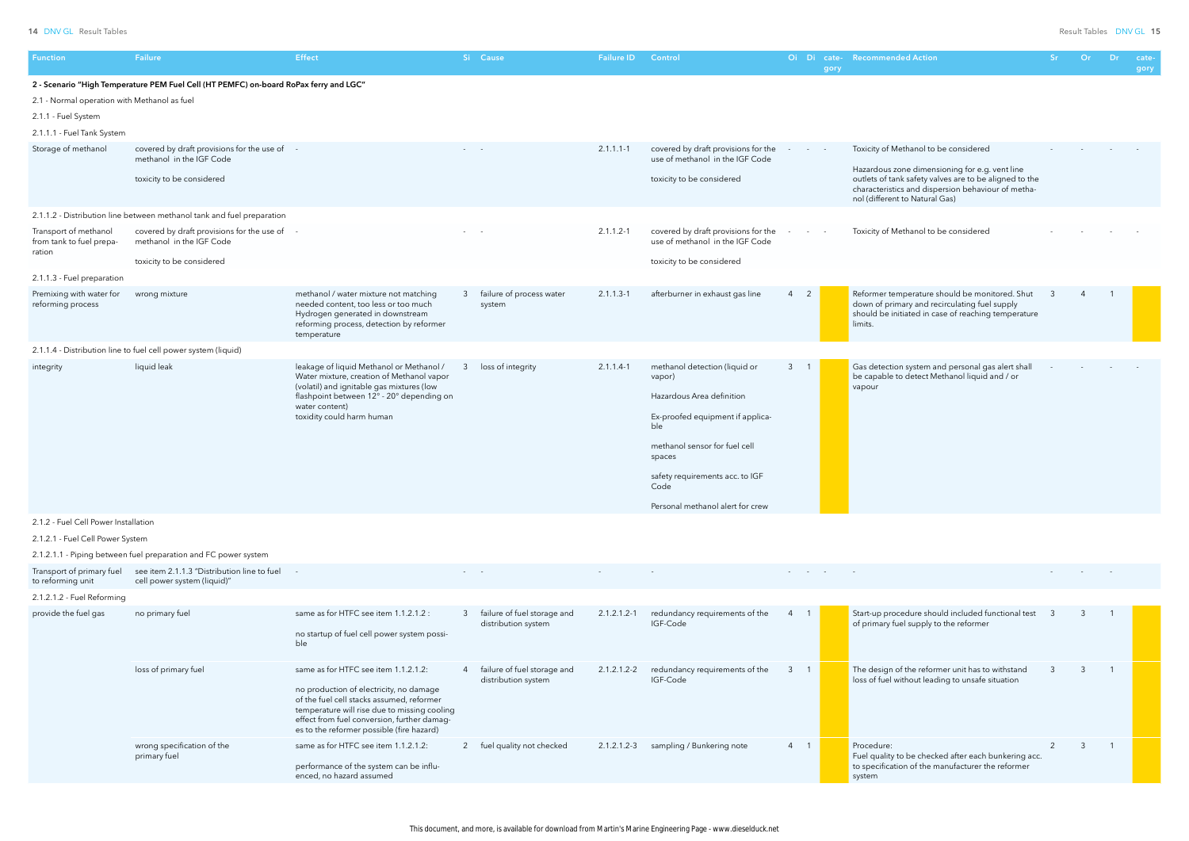| Function | Failure | Effect | Si | Cause | Failure ID | Control | Oi | Di | category | Recommended Action | Sr | Or | Dr | category |
|---|---|---|---|---|---|---|---|---|---|---|---|---|---|---|
| **2 - Scenario "High Temperature PEM Fuel Cell (HT PEMFC) on-board RoPax ferry and LGC"** | | | | | | | | | | | | | | |
| 2.1 - Normal operation with Methanol as fuel | | | | | | | | | | | | | | |
| 2.1.1 - Fuel System | | | | | | | | | | | | | | |
| 2.1.1.1 - Fuel Tank System | | | | | | | | | | | | | | |
| Storage of methanol | covered by draft provisions for the use of methanol in the IGF Code<br><br>toxicity to be considered | - | - | - | 2.1.1.1-1 | covered by draft provisions for the use of methanol in the IGF Code<br><br>toxicity to be considered | - | - | - | Toxicity of Methanol to be considered<br><br>Hazardous zone dimensioning for e.g. vent line outlets of tank safety valves are to be aligned to the characteristics and dispersion behaviour of methanol (different to Natural Gas) | - | - | - | - |
| 2.1.1.2 - Distribution line between methanol tank and fuel preparation | | | | | | | | | | | | | | |
| Transport of methanol from tank to fuel preparation | covered by draft provisions for the use of methanol in the IGF Code<br><br>toxicity to be considered | - | - | - | 2.1.1.2-1 | covered by draft provisions for the use of methanol in the IGF Code<br><br>toxicity to be considered | - | - | - | Toxicity of Methanol to be considered | - | - | - | - |
| 2.1.1.3 - Fuel preparation | | | | | | | | | | | | | | |
| Premixing with water for reforming process | wrong mixture | methanol / water mixture not matching needed content, too less or too much Hydrogen generated in downstream reforming process, detection by reformer temperature | 3 | failure of process water system | 2.1.1.3-1 | afterburner in exhaust gas line | 4 | 2 | | Reformer temperature should be monitored. Shut down of primary and recirculating fuel supply should be initiated in case of reaching temperature limits. | 3 | 4 | 1 | |
| 2.1.1.4 - Distribution line to fuel cell power system (liquid) | | | | | | | | | | | | | | |
| integrity | liquid leak | leakage of liquid Methanol or Methanol / Water mixture, creation of Methanol vapor (volatil) and ignitable gas mixtures (low flashpoint between 12° - 20° depending on water content)<br>toxidity could harm human | 3 | loss of integrity | 2.1.1.4-1 | methanol detection (liquid or vapor)<br><br>Hazardous Area definition<br><br>Ex-proofed equipment if applicable<br><br>methanol sensor for fuel cell spaces<br><br>safety requirements acc. to IGF Code<br><br>Personal methanol alert for crew | 3 | 1 | | Gas detection system and personal gas alert shall be capable to detect Methanol liquid and / or vapour | - | - | - | - |
| 2.1.2 - Fuel Cell Power Installation | | | | | | | | | | | | | | |
| 2.1.2.1 - Fuel Cell Power System | | | | | | | | | | | | | | |
| 2.1.2.1.1 - Piping between fuel preparation and FC power system | | | | | | | | | | | | | | |
| Transport of primary fuel to reforming unit | see item 2.1.1.3 "Distribution line to fuel cell power system (liquid)" | - | - | - | - | - | - | - | - | - | - | - | - | |
| 2.1.2.1.2 - Fuel Reforming | | | | | | | | | | | | | | |
| provide the fuel gas | no primary fuel | same as for HTFC see item 1.1.2.1.2 :<br><br>no startup of fuel cell power system possible | 3 | failure of fuel storage and distribution system | 2.1.2.1.2-1 | redundancy requirements of the IGF-Code | 4 | 1 | | Start-up procedure should included functional test of primary fuel supply to the reformer | 3 | 3 | 1 | |
| | loss of primary fuel | same as for HTFC see item 1.1.2.1.2:<br><br>no production of electricity, no damage of the fuel cell stacks assumed, reformer temperature will rise due to missing cooling effect from fuel conversion, further damages to the reformer possible (fire hazard) | 4 | failure of fuel storage and distribution system | 2.1.2.1.2-2 | redundancy requirements of the IGF-Code | 3 | 1 | | The design of the reformer unit has to withstand loss of fuel without leading to unsafe situation | 3 | 3 | 1 | |
| | wrong specification of the primary fuel | same as for HTFC see item 1.1.2.1.2:<br><br>performance of the system can be influenced, no hazard assumed | 2 | fuel quality not checked | 2.1.2.1.2-3 | sampling / Bunkering note | 4 | 1 | | Procedure:<br>Fuel quality to be checked after each bunkering acc. to specification of the manufacturer the reformer system | 2 | 3 | 1 | |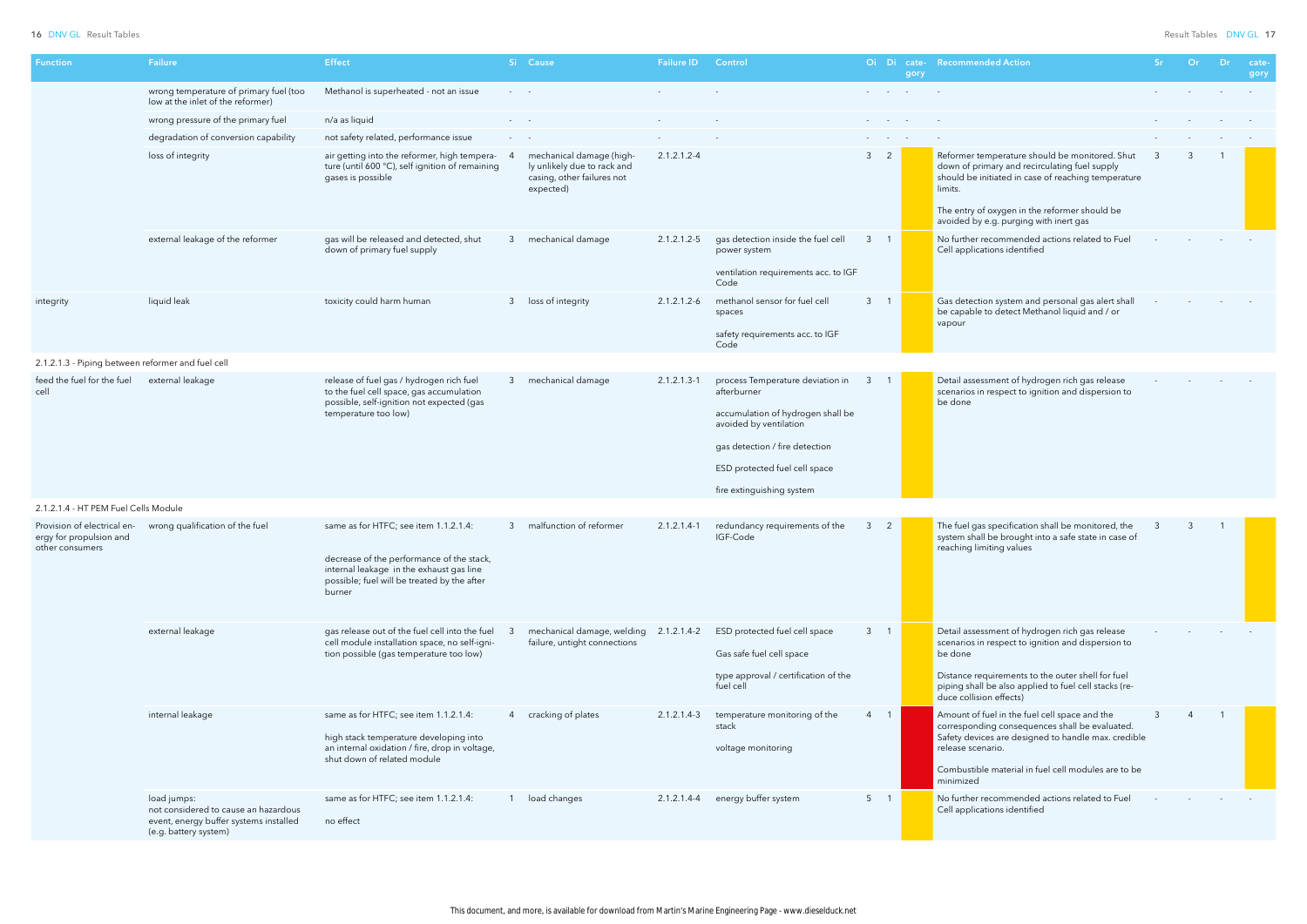| Function | Failure | Effect | Si | Cause | Failure ID | Control | Oi | Di | cate-gory | Recommended Action | Sr | Or | Dr | cate-gory |
|---|---|---|---|---|---|---|---|---|---|---|---|---|---|---|
| | wrong temperature of primary fuel (too low at the inlet of the reformer) | Methanol is superheated - not an issue | - | - | - | - | - | - | - | - | - | - | - | - |
| | wrong pressure of the primary fuel | n/a as liquid | - | - | - | - | - | - | - | - | - | - | - | - |
| | degradation of conversion capability | not safety related, performance issue | - | - | - | - | - | - | - | - | - | - | - | - |
| | loss of integrity | air getting into the reformer, high temperature (until 600 °C), self ignition of remaining gases is possible | 4 | mechanical damage (highly unlikely due to rack and casing, other failures not expected) | 2.1.2.1.2-4 | | 3 | 2 | | Reformer temperature should be monitored. Shut down of primary and recirculating fuel supply should be initiated in case of reaching temperature limits. The entry of oxygen in the reformer should be avoided by e.g. purging with inert gas | 3 | 3 | 1 | |
| | external leakage of the reformer | gas will be released and detected, shut down of primary fuel supply | 3 | mechanical damage | 2.1.2.1.2-5 | gas detection inside the fuel cell power system; ventilation requirements acc. to IGF Code | 3 | 1 | | No further recommended actions related to Fuel Cell applications identified | - | - | - | - |
| integrity | liquid leak | toxicity could harm human | 3 | loss of integrity | 2.1.2.1.2-6 | methanol sensor for fuel cell spaces; safety requirements acc. to IGF Code | 3 | 1 | | Gas detection system and personal gas alert shall be capable to detect Methanol liquid and / or vapour | - | - | - | - |
| **2.1.2.1.3 - Piping between reformer and fuel cell** | | | | | | | | | | | | | | |
| feed the fuel for the fuel cell | external leakage | release of fuel gas / hydrogen rich fuel to the fuel cell space, gas accumulation possible, self-ignition not expected (gas temperature too low) | 3 | mechanical damage | 2.1.2.1.3-1 | process Temperature deviation in afterburner; accumulation of hydrogen shall be avoided by ventilation; gas detection / fire detection; ESD protected fuel cell space; fire extinguishing system | 3 | 1 | | Detail assessment of hydrogen rich gas release scenarios in respect to ignition and dispersion to be done | - | - | - | - |
| **2.1.2.1.4 - HT PEM Fuel Cells Module** | | | | | | | | | | | | | | |
| Provision of electrical energy for propulsion and other consumers | wrong qualification of the fuel | same as for HTFC; see item 1.1.2.1.4: decrease of the performance of the stack, internal leakage in the exhaust gas line possible; fuel will be treated by the after burner | 3 | malfunction of reformer | 2.1.2.1.4-1 | redundancy requirements of the IGF-Code | 3 | 2 | | The fuel gas specification shall be monitored, the system shall be brought into a safe state in case of reaching limiting values | 3 | 3 | 1 | |
| | external leakage | gas release out of the fuel cell into the fuel cell module installation space, no self-ignition possible (gas temperature too low) | 3 | mechanical damage, welding failure, untight connections | 2.1.2.1.4-2 | ESD protected fuel cell space; Gas safe fuel cell space; type approval / certification of the fuel cell | 3 | 1 | | Detail assessment of hydrogen rich gas release scenarios in respect to ignition and dispersion to be done. Distance requirements to the outer shell for fuel piping shall be also applied to fuel cell stacks (reduce collision effects) | - | - | - | - |
| | internal leakage | same as for HTFC; see item 1.1.2.1.4: high stack temperature developing into an internal oxidation / fire, drop in voltage, shut down of related module | 4 | cracking of plates | 2.1.2.1.4-3 | temperature monitoring of the stack; voltage monitoring | 4 | 1 | | Amount of fuel in the fuel cell space and the corresponding consequences shall be evaluated. Safety devices are designed to handle max. credible release scenario. Combustible material in fuel cell modules are to be minimized | 3 | 4 | 1 | |
| | load jumps: not considered to cause an hazardous event, energy buffer systems installed (e.g. battery system) | same as for HTFC; see item 1.1.2.1.4: no effect | 1 | load changes | 2.1.2.1.4-4 | energy buffer system | 5 | 1 | | No further recommended actions related to Fuel Cell applications identified | - | - | - | - |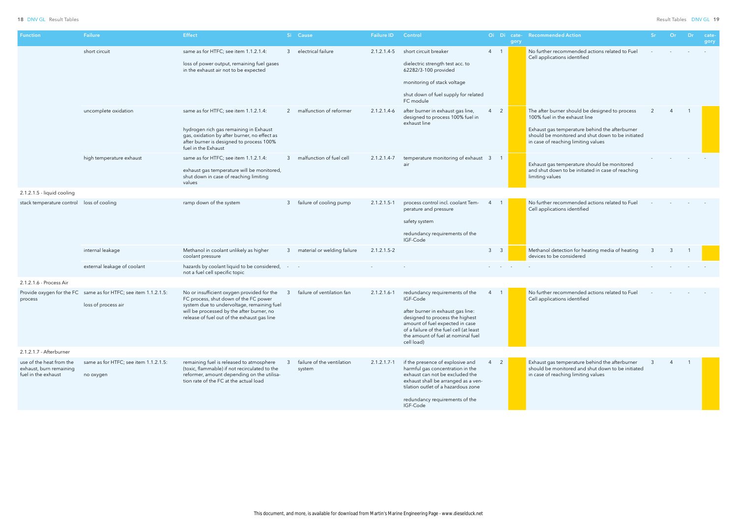| Function | Failure | Effect | Si | Cause | Failure ID | Control | Oi | Di | cate-gory | Recommended Action | Sr | Or | Dr | cate-gory |
|---|---|---|---|---|---|---|---|---|---|---|---|---|---|---|
| | short circuit | same as for HTFC; see item 1.1.2.1.4: loss of power output, remaining fuel gases in the exhaust air not to be expected | 3 | electrical failure | 2.1.2.1.4-5 | short circuit breaker<br>dielectric strength test acc. to 62282/3-100 provided<br>monitoring of stack voltage<br>shut down of fuel supply for related FC module | 4 | 1 | | No further recommended actions related to Fuel Cell applications identified | - | - | - | - |
| | uncomplete oxidation | same as for HTFC; see item 1.1.2.1.4: hydrogen rich gas remaining in Exhaust gas, oxidation by after burner, no effect as after burner is designed to process 100% fuel in the Exhaust | 2 | malfunction of reformer | 2.1.2.1.4-6 | after burner in exhaust gas line, designed to process 100% fuel in exhaust line | 4 | 2 | | The after burner should be designed to process 100% fuel in the exhaust line<br>Exhaust gas temperature behind the afterburner should be monitored and shut down to be initiated in case of reaching limiting values | 2 | 4 | 1 | |
| | high temperature exhaust | same as for HTFC; see item 1.1.2.1.4: exhaust gas temperature will be monitored, shut down in case of reaching limiting values | 3 | malfunction of fuel cell | 2.1.2.1.4-7 | temperature monitoring of exhaust air | 3 | 1 | | Exhaust gas temperature should be monitored and shut down to be initiated in case of reaching limiting values | - | - | - | - |
| 2.1.2.1.5 - liquid cooling | | | | | | | | | | | | | | |
| stack temperature control | loss of cooling | ramp down of the system | 3 | failure of cooling pump | 2.1.2.1.5-1 | process control incl. coolant Temperature and pressure<br>safety system<br>redundancy requirements of the IGF-Code | 4 | 1 | | No further recommended actions related to Fuel Cell applications identified | - | - | - | - |
| | internal leakage | Methanol in coolant unlikely as higher coolant pressure | 3 | material or welding failure | 2.1.2.1.5-2 | | 3 | 3 | | Methanol detection for heating media of heating devices to be considered | 3 | 3 | 1 | |
| | external leakage of coolant | hazards by coolant liquid to be considered, not a fuel cell specific topic | - | - | - | - | - | - | - | - | - | - | - | - |
| 2.1.2.1.6 - Process Air | | | | | | | | | | | | | | |
| Provide oxygen for the FC process | same as for HTFC; see item 1.1.2.1.5: loss of process air | No or insufficient oxygen provided for the FC process, shut down of the FC power system due to undervoltage, remaining fuel will be processed by the after burner, no release of fuel out of the exhaust gas line | 3 | failure of ventilation fan | 2.1.2.1.6-1 | redundancy requirements of the IGF-Code<br>after burner in exhaust gas line: designed to process the highest amount of fuel expected in case of a failure of the fuel cell (at least the amount of fuel at nominal fuel cell load) | 4 | 1 | | No further recommended actions related to Fuel Cell applications identified | - | - | - | - |
| 2.1.2.1.7 - Afterburner | | | | | | | | | | | | | | |
| use of the heat from the exhaust, burn remaining fuel in the exhaust | same as for HTFC; see item 1.1.2.1.5: no oxygen | remaining fuel is released to atmosphere (toxic, flammable) if not recirculated to the reformer, amount depending on the utilisation rate of the FC at the actual load | 3 | failure of the ventilation system | 2.1.2.1.7-1 | if the presence of explosive and harmful gas concentration in the exhaust can not be excluded the exhaust shall be arranged as a ventilation outlet of a hazardous zone<br>redundancy requirements of the IGF-Code | 4 | 2 | | Exhaust gas temperature behind the afterburner should be monitored and shut down to be initiated in case of reaching limiting values | 3 | 4 | 1 | |

This document, and more, is available for download from Martin's Marine Engineering Page - www.dieselduck.net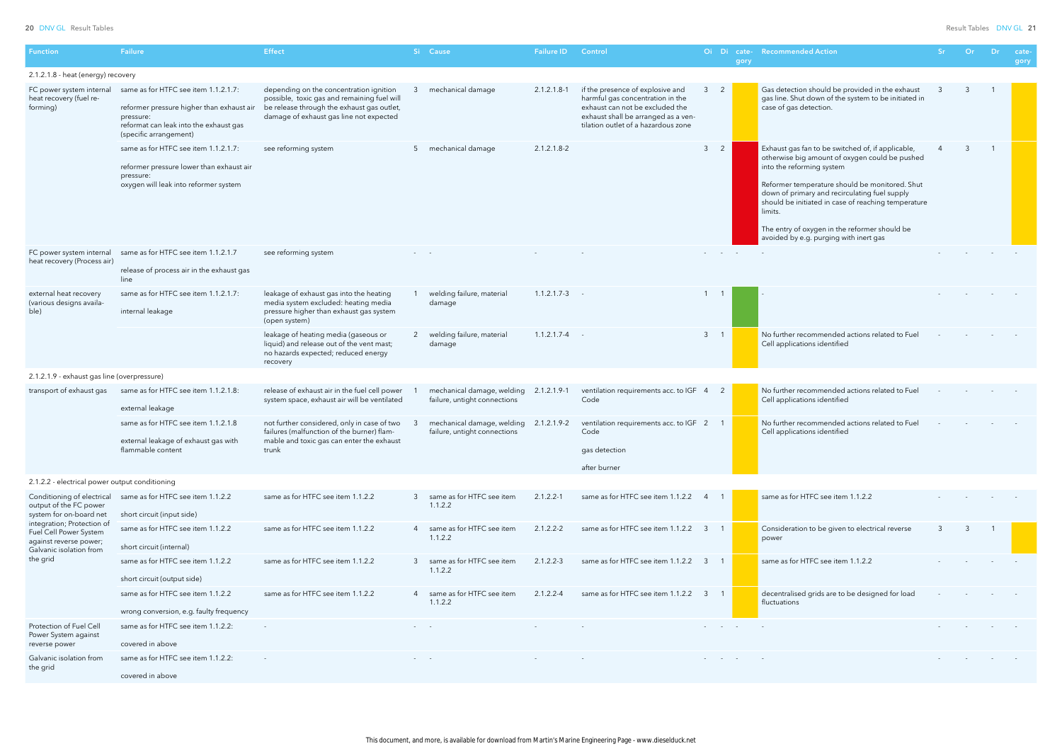| Function | Failure | Effect | Si | Cause | Failure ID | Control | Oi | Di | category | Recommended Action | Sr | Or | Dr | category |
|---|---|---|---|---|---|---|---|---|---|---|---|---|---|---|
| **2.1.2.1.8 - heat (energy) recovery** | | | | | | | | | | | | | | |
| FC power system internal heat recovery (fuel re-forming) | same as for HTFC see item 1.1.2.1.7: reformer pressure higher than exhaust air pressure: reformat can leak into the exhaust gas (specific arrangement) | depending on the concentration ignition possible, toxic gas and remaining fuel will be release through the exhaust gas outlet, damage of exhaust gas line not expected | 3 | mechanical damage | 2.1.2.1.8-1 | if the presence of explosive and harmful gas concentration in the exhaust can not be excluded the exhaust shall be arranged as a ventilation outlet of a hazardous zone | 3 | 2 | | Gas detection should be provided in the exhaust gas line. Shut down of the system to be initiated in case of gas detection. | 3 | 3 | 1 | |
| | same as for HTFC see item 1.1.2.1.7: reformer pressure lower than exhaust air pressure: oxygen will leak into reformer system | see reforming system | 5 | mechanical damage | 2.1.2.1.8-2 | | 3 | 2 | | Exhaust gas fan to be switched of, if applicable, otherwise big amount of oxygen could be pushed into the reforming system<br><br>Reformer temperature should be monitored. Shut down of primary and recirculating fuel supply should be initiated in case of reaching temperature limits.<br><br>The entry of oxygen in the reformer should be avoided by e.g. purging with inert gas | 4 | 3 | 1 | |
| FC power system internal heat recovery (Process air) | same as for HTFC see item 1.1.2.1.7 release of process air in the exhaust gas line | see reforming system | - | - | - | - | - | - | - | - | - | - | - | - |
| external heat recovery (various designs available) | same as for HTFC see item 1.1.2.1.7: internal leakage | leakage of exhaust gas into the heating media system excluded: heating media pressure higher than exhaust gas system (open system) | 1 | welding failure, material damage | 1.1.2.1.7-3 | - | 1 | 1 | | - | - | - | - | - |
| | | leakage of heating media (gaseous or liquid) and release out of the vent mast; no hazards expected; reduced energy recovery | 2 | welding failure, material damage | 1.1.2.1.7-4 | - | 3 | 1 | | No further recommended actions related to Fuel Cell applications identified | - | - | - | - |
| **2.1.2.1.9 - exhaust gas line (overpressure)** | | | | | | | | | | | | | | |
| transport of exhaust gas | same as for HTFC see item 1.1.2.1.8: external leakage | release of exhaust air in the fuel cell power system space, exhaust air will be ventilated | 1 | mechanical damage, welding failure, untight connections | 2.1.2.1.9-1 | ventilation requirements acc. to IGF Code | 4 | 2 | | No further recommended actions related to Fuel Cell applications identified | - | - | - | - |
| | same as for HTFC see item 1.1.2.1.8 external leakage of exhaust gas with flammable content | not further considered, only in case of two failures (malfunction of the burner) flammable and toxic gas can enter the exhaust trunk | 3 | mechanical damage, welding failure, untight connections | 2.1.2.1.9-2 | ventilation requirements acc. to IGF Code<br><br>gas detection<br><br>after burner | 2 | 1 | | No further recommended actions related to Fuel Cell applications identified | - | - | - | - |
| **2.1.2.2 - electrical power output conditioning** | | | | | | | | | | | | | | |
| Conditioning of electrical output of the FC power system for on-board net integration; Protection of Fuel Cell Power System against reverse power; Galvanic isolation from the grid | same as for HTFC see item 1.1.2.2 short circuit (input side) | same as for HTFC see item 1.1.2.2 | 3 | same as for HTFC see item 1.1.2.2 | 2.1.2.2-1 | same as for HTFC see item 1.1.2.2 | 4 | 1 | | same as for HTFC see item 1.1.2.2 | - | - | - | - |
| | same as for HTFC see item 1.1.2.2 short circuit (internal) | same as for HTFC see item 1.1.2.2 | 4 | same as for HTFC see item 1.1.2.2 | 2.1.2.2-2 | same as for HTFC see item 1.1.2.2 | 3 | 1 | | Consideration to be given to electrical reverse power | 3 | 3 | 1 | |
| | same as for HTFC see item 1.1.2.2 short circuit (output side) | same as for HTFC see item 1.1.2.2 | 3 | same as for HTFC see item 1.1.2.2 | 2.1.2.2-3 | same as for HTFC see item 1.1.2.2 | 3 | 1 | | same as for HTFC see item 1.1.2.2 | - | - | - | - |
| | same as for HTFC see item 1.1.2.2 wrong conversion, e.g. faulty frequency | same as for HTFC see item 1.1.2.2 | 4 | same as for HTFC see item 1.1.2.2 | 2.1.2.2-4 | same as for HTFC see item 1.1.2.2 | 3 | 1 | | decentralised grids are to be designed for load fluctuations | - | - | - | - |
| Protection of Fuel Cell Power System against reverse power | same as for HTFC see item 1.1.2.2: covered in above | - | - | - | - | - | - | - | - | - | - | - | - | - |
| Galvanic isolation from the grid | same as for HTFC see item 1.1.2.2: covered in above | - | - | - | - | - | - | - | - | - | - | - | - | - |

This document, and more, is available for download from Martin's Marine Engineering Page - www.dieselduck.net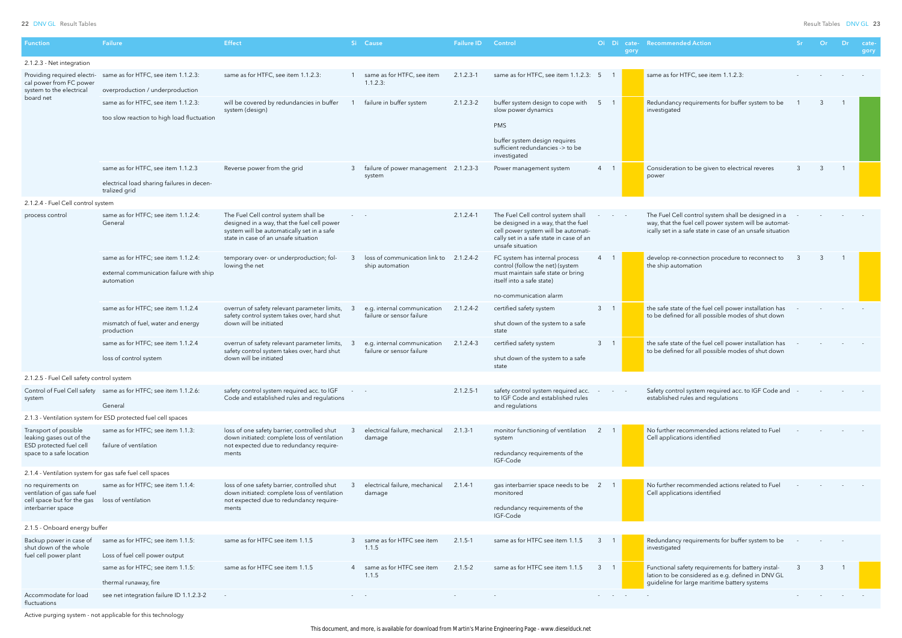| Function | Failure | Effect | Si | Cause | Failure ID | Control | Oi | Di | category | Recommended Action | Sr | Or | Dr | category |
|---|---|---|---|---|---|---|---|---|---|---|---|---|---|---|
| 2.1.2.3 - Net integration | | | | | | | | | | | | | | |
| Providing required electrical power from FC power system to the electrical board net | same as for HTFC, see item 1.1.2.3: overproduction / underproduction | same as for HTFC, see item 1.1.2.3: | 1 | same as for HTFC, see item 1.1.2.3: | 2.1.2.3-1 | same as for HTFC, see item 1.1.2.3: | 5 | 1 | | same as for HTFC, see item 1.1.2.3: | - | - | - | - |
| | same as for HTFC, see item 1.1.2.3: too slow reaction to high load fluctuation | will be covered by redundancies in buffer system (design) | 1 | failure in buffer system | 2.1.2.3-2 | buffer system design to cope with slow power dynamics<br>PMS<br>buffer system design requires sufficient redundancies -> to be investigated | 5 | 1 | | Redundancy requirements for buffer system to be investigated | 1 | 3 | 1 | |
| | same as for HTFC, see item 1.1.2.3 electrical load sharing failures in decentralized grid | Reverse power from the grid | 3 | failure of power management system | 2.1.2.3-3 | Power management system | 4 | 1 | | Consideration to be given to electrical reveres power | 3 | 3 | 1 | |
| 2.1.2.4 - Fuel Cell control system | | | | | | | | | | | | | | |
| process control | same as for HTFC; see item 1.1.2.4: General | The Fuel Cell control system shall be designed in a way, that the fuel cell power system will be automatically set in a safe state in case of an unsafe situation | - | - | 2.1.2.4-1 | The Fuel Cell control system shall be designed in a way, that the fuel cell power system will be automatically set in a safe state in case of an unsafe situation | - | - | - | The Fuel Cell control system shall be designed in a way, that the fuel cell power system will be automatically set in a safe state in case of an unsafe situation | - | - | - | - |
| | same as for HTFC; see item 1.1.2.4: external communication failure with ship automation | temporary over- or underproduction; following the net | 3 | loss of communication link to ship automation | 2.1.2.4-2 | FC system has internal process control (follow the net) (system must maintain safe state or bring itself into a safe state)<br>no-communication alarm | 4 | 1 | | develop re-connection procedure to reconnect to the ship automation | 3 | 3 | 1 | |
| | same as for HTFC; see item 1.1.2.4 mismatch of fuel, water and energy production | overrun of safety relevant parameter limits, safety control system takes over, hard shut down will be initiated | 3 | e.g. internal communication failure or sensor failure | 2.1.2.4-2 | certified safety system<br>shut down of the system to a safe state | 3 | 1 | | the safe state of the fuel cell power installation has to be defined for all possible modes of shut down | - | - | - | - |
| | same as for HTFC; see item 1.1.2.4 loss of control system | overrun of safety relevant parameter limits, safety control system takes over, hard shut down will be initiated | 3 | e.g. internal communication failure or sensor failure | 2.1.2.4-3 | certified safety system<br>shut down of the system to a safe state | 3 | 1 | | the safe state of the fuel cell power installation has to be defined for all possible modes of shut down | - | - | - | - |
| 2.1.2.5 - Fuel Cell safety control system | | | | | | | | | | | | | | |
| Control of Fuel Cell safety system | same as for HTFC; see item 1.1.2.6: General | safety control system required acc. to IGF Code and established rules and regulations | - | - | 2.1.2.5-1 | safety control system required acc. to IGF Code and established rules and regulations | - | - | - | Safety control system required acc. to IGF Code and established rules and regulations | - | - | - | - |
| 2.1.3 - Ventilation system for ESD protected fuel cell spaces | | | | | | | | | | | | | | |
| Transport of possible leaking gases out of the ESD protected fuel cell space to a safe location | same as for HTFC; see item 1.1.3: failure of ventilation | loss of one safety barrier, controlled shut down initiated: complete loss of ventilation not expected due to redundancy requirements | 3 | electrical failure, mechanical damage | 2.1.3-1 | monitor functioning of ventilation system<br>redundancy requirements of the IGF-Code | 2 | 1 | | No further recommended actions related to Fuel Cell applications identified | - | - | - | - |
| 2.1.4 - Ventilation system for gas safe fuel cell spaces | | | | | | | | | | | | | | |
| no requirements on ventilation of gas safe fuel cell space but for the gas interbarrier space | same as for HTFC; see item 1.1.4: loss of ventilation | loss of one safety barrier, controlled shut down initiated: complete loss of ventilation not expected due to redundancy requirements | 3 | electrical failure, mechanical damage | 2.1.4-1 | gas interbarrier space needs to be monitored<br>redundancy requirements of the IGF-Code | 2 | 1 | | No further recommended actions related to Fuel Cell applications identified | - | - | - | - |
| 2.1.5 - Onboard energy buffer | | | | | | | | | | | | | | |
| Backup power in case of shut down of the whole fuel cell power plant | same as for HTFC; see item 1.1.5: Loss of fuel cell power output | same as for HTFC see item 1.1.5 | 3 | same as for HTFC see item 1.1.5 | 2.1.5-1 | same as for HTFC see item 1.1.5 | 3 | 1 | | Redundancy requirements for buffer system to be investigated | - | - | - | |
| | same as for HTFC; see item 1.1.5: thermal runaway, fire | same as for HTFC see item 1.1.5 | 4 | same as for HTFC see item 1.1.5 | 2.1.5-2 | same as for HTFC see item 1.1.5 | 3 | 1 | | Functional safety requirements for battery installation to be considered as e.g. defined in DNV GL guideline for large maritime battery systems | 3 | 3 | 1 | |
| Accommodate for load fluctuations | see net integration failure ID 1.1.2.3-2 | - | - | - | - | - | - | - | - | - | - | - | - | - |

Active purging system - not applicable for this technology

This document, and more, is available for download from Martin's Marine Engineering Page - www.dieselduck.net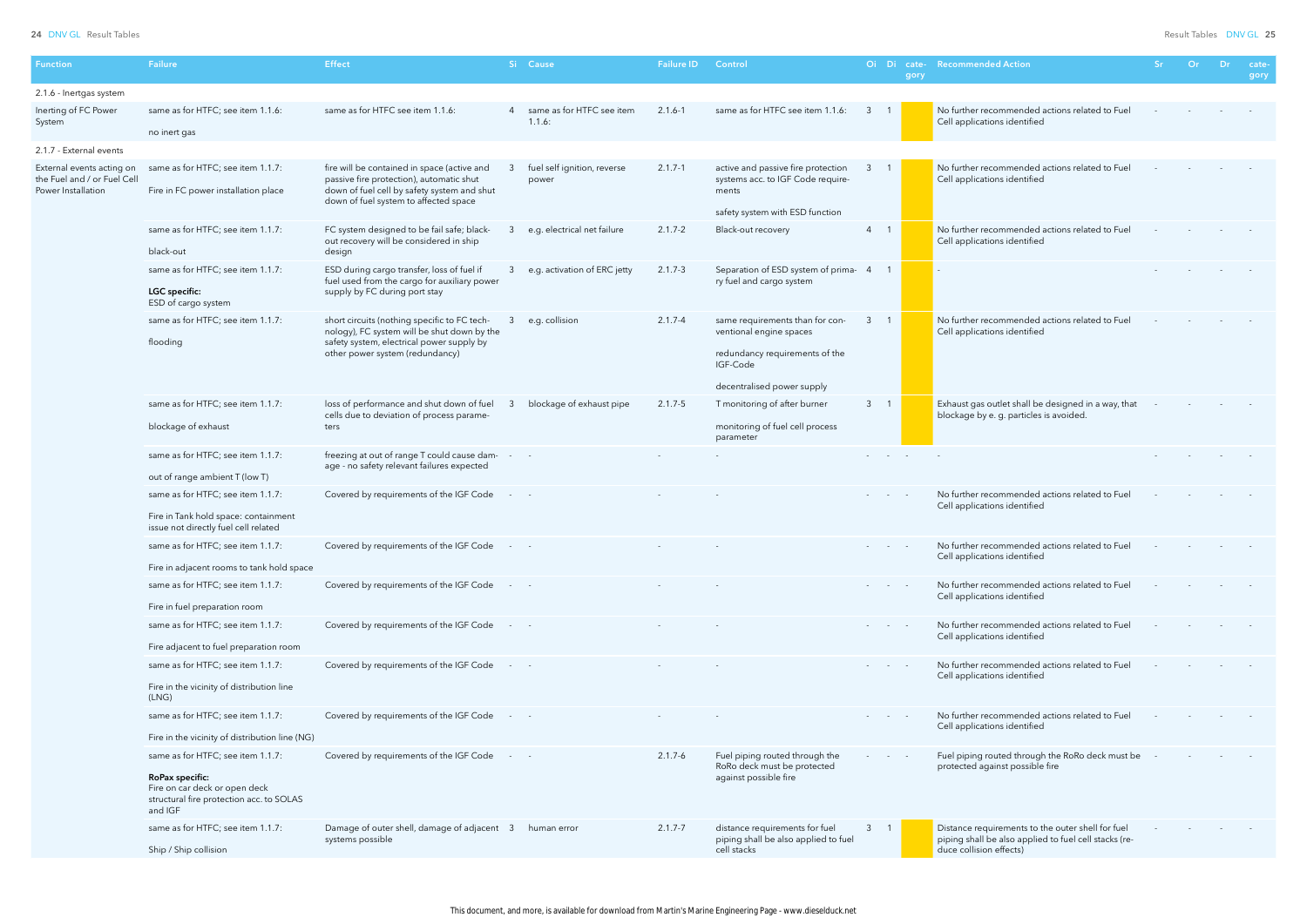| Function | Failure | Effect | Si | Cause | Failure ID | Control | Oi | Di | category | Recommended Action | Sr | Or | Dr | category |
|---|---|---|---|---|---|---|---|---|---|---|---|---|---|---|
| 2.1.6 - Inertgas system | | | | | | | | | | | | | | |
| Inerting of FC Power System | same as for HTFC; see item 1.1.6:<br><br>no inert gas | same as for HTFC see item 1.1.6: | 4 | same as for HTFC see item 1.1.6: | 2.1.6-1 | same as for HTFC see item 1.1.6: | 3 | 1 | | No further recommended actions related to Fuel Cell applications identified | - | - | - | - |
| 2.1.7 - External events | | | | | | | | | | | | | | |
| External events acting on the Fuel and / or Fuel Cell Power Installation | same as for HTFC; see item 1.1.7:<br><br>Fire in FC power installation place | fire will be contained in space (active and passive fire protection), automatic shut down of fuel cell by safety system and shut down of fuel system to affected space | 3 | fuel self ignition, reverse power | 2.1.7-1 | active and passive fire protection systems acc. to IGF Code requirements<br><br>safety system with ESD function | 3 | 1 | | No further recommended actions related to Fuel Cell applications identified | - | - | - | - |
| | same as for HTFC; see item 1.1.7:<br><br>black-out | FC system designed to be fail safe; black-out recovery will be considered in ship design | 3 | e.g. electrical net failure | 2.1.7-2 | Black-out recovery | 4 | 1 | | No further recommended actions related to Fuel Cell applications identified | - | - | - | - |
| | same as for HTFC; see item 1.1.7:<br><br>**LGC specific:**<br>ESD of cargo system | ESD during cargo transfer, loss of fuel if fuel used from the cargo for auxiliary power supply by FC during port stay | 3 | e.g. activation of ERC jetty | 2.1.7-3 | Separation of ESD system of primary fuel and cargo system | 4 | 1 | | - | - | - | - | - |
| | same as for HTFC; see item 1.1.7:<br><br>flooding | short circuits (nothing specific to FC technology), FC system will be shut down by the safety system, electrical power supply by other power system (redundancy) | 3 | e.g. collision | 2.1.7-4 | same requirements than for conventional engine spaces<br><br>redundancy requirements of the IGF-Code<br><br>decentralised power supply | 3 | 1 | | No further recommended actions related to Fuel Cell applications identified | - | - | - | - |
| | same as for HTFC; see item 1.1.7:<br><br>blockage of exhaust | loss of performance and shut down of fuel cells due to deviation of process parameters | 3 | blockage of exhaust pipe | 2.1.7-5 | T monitoring of after burner<br><br>monitoring of fuel cell process parameter | 3 | 1 | | Exhaust gas outlet shall be designed in a way, that blockage by e. g. particles is avoided. | - | - | - | - |
| | same as for HTFC; see item 1.1.7:<br><br>out of range ambient T (low T) | freezing at out of range T could cause damage - no safety relevant failures expected | - | - | - | - | - | - | - | - | - | - | - | - |
| | same as for HTFC; see item 1.1.7:<br><br>Fire in Tank hold space: containment issue not directly fuel cell related | Covered by requirements of the IGF Code | - | - | - | - | - | - | - | No further recommended actions related to Fuel Cell applications identified | - | - | - | - |
| | same as for HTFC; see item 1.1.7:<br><br>Fire in adjacent rooms to tank hold space | Covered by requirements of the IGF Code | - | - | - | - | - | - | - | No further recommended actions related to Fuel Cell applications identified | - | - | - | - |
| | same as for HTFC; see item 1.1.7:<br><br>Fire in fuel preparation room | Covered by requirements of the IGF Code | - | - | - | - | - | - | - | No further recommended actions related to Fuel Cell applications identified | - | - | - | - |
| | same as for HTFC; see item 1.1.7:<br><br>Fire adjacent to fuel preparation room | Covered by requirements of the IGF Code | - | - | - | - | - | - | - | No further recommended actions related to Fuel Cell applications identified | - | - | - | - |
| | same as for HTFC; see item 1.1.7:<br><br>Fire in the vicinity of distribution line (LNG) | Covered by requirements of the IGF Code | - | - | - | - | - | - | - | No further recommended actions related to Fuel Cell applications identified | - | - | - | - |
| | same as for HTFC; see item 1.1.7:<br><br>Fire in the vicinity of distribution line (NG) | Covered by requirements of the IGF Code | - | - | - | - | - | - | - | No further recommended actions related to Fuel Cell applications identified | - | - | - | - |
| | same as for HTFC; see item 1.1.7:<br><br>**RoPax specific:**<br>Fire on car deck or open deck structural fire protection acc. to SOLAS and IGF | Covered by requirements of the IGF Code | - | - | 2.1.7-6 | Fuel piping routed through the RoRo deck must be protected against possible fire | - | - | - | Fuel piping routed through the RoRo deck must be protected against possible fire | - | - | - | - |
| | same as for HTFC; see item 1.1.7:<br><br>Ship / Ship collision | Damage of outer shell, damage of adjacent systems possible | 3 | human error | 2.1.7-7 | distance requirements for fuel piping shall be also applied to fuel cell stacks | 3 | 1 | | Distance requirements to the outer shell for fuel piping shall be also applied to fuel cell stacks (reduce collision effects) | - | - | - | - |

This document, and more, is available for download from Martin's Marine Engineering Page - www.dieselduck.net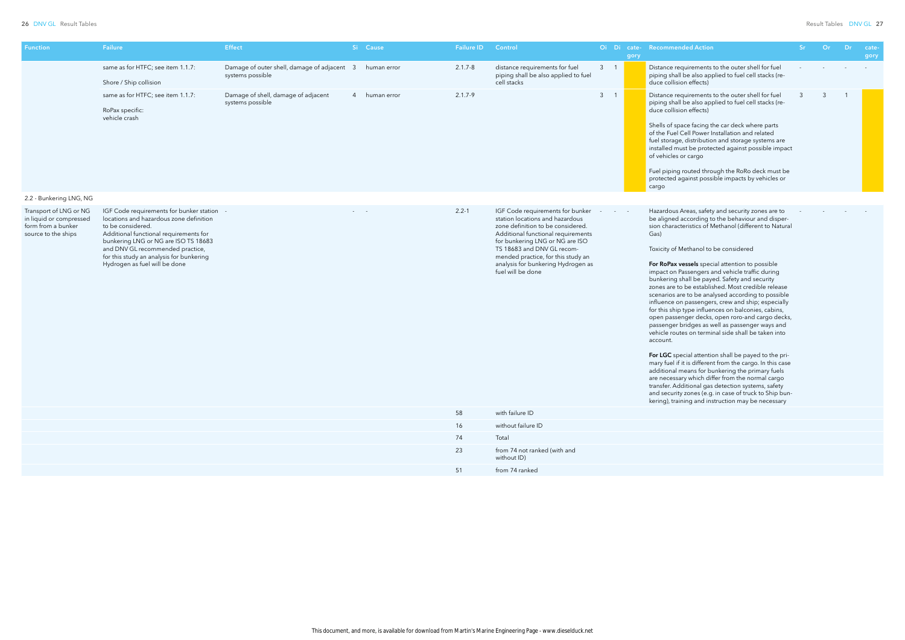| Function | Failure | Effect | Si | Cause | Failure ID | Control | Oi | Di | category | Recommended Action | Sr | Or | Dr | category |
|---|---|---|---|---|---|---|---|---|---|---|---|---|---|---|
| | same as for HTFC; see item 1.1.7:<br><br>Shore / Ship collision | Damage of outer shell, damage of adjacent systems possible | 3 | human error | 2.1.7-8 | distance requirements for fuel piping shall be also applied to fuel cell stacks | 3 | 1 | | Distance requirements to the outer shell for fuel piping shall be also applied to fuel cell stacks (reduce collision effects) | - | - | - | - |
| | same as for HTFC; see item 1.1.7:<br><br>RoPax specific:<br>vehicle crash | Damage of shell, damage of adjacent systems possible | 4 | human error | 2.1.7-9 | | 3 | 1 | | Distance requirements to the outer shell for fuel piping shall be also applied to fuel cell stacks (reduce collision effects)<br><br>Shells of space facing the car deck where parts of the Fuel Cell Power Installation and related fuel storage, distribution and storage systems are installed must be protected against possible impact of vehicles or cargo<br><br>Fuel piping routed through the RoRo deck must be protected against possible impacts by vehicles or cargo | 3 | 3 | 1 | |
| 2.2 - Bunkering LNG, NG | | | | | | | | | | | | | | |
| Transport of LNG or NG in liquid or compressed form from a bunker source to the ships | IGF Code requirements for bunker station locations and hazardous zone definition to be considered.<br>Additional functional requirements for bunkering LNG or NG are ISO TS 18683 and DNV GL recommended practice, for this study an analysis for bunkering Hydrogen as fuel will be done | - | - | - | 2.2-1 | IGF Code requirements for bunker station locations and hazardous zone definition to be considered.<br>Additional functional requirements for bunkering LNG or NG are ISO TS 18683 and DNV GL recommended practice, for this study an analysis for bunkering Hydrogen as fuel will be done | - | - | - | Hazardous Areas, safety and security zones are to be aligned according to the behaviour and dispersion characteristics of Methanol (different to Natural Gas)<br><br>Toxicity of Methanol to be considered<br><br>**For RoPax vessels** special attention to possible impact on Passengers and vehicle traffic during bunkering shall be payed. Safety and security zones are to be established. Most credible release scenarios are to be analysed according to possible influence on passengers, crew and ship; especially for this ship type influences on balconies, cabins, open passenger decks, open roro-and cargo decks, passenger bridges as well as passenger ways and vehicle routes on terminal side shall be taken into account.<br><br>**For LGC** special attention shall be payed to the primary fuel if it is different from the cargo. In this case additional means for bunkering the primary fuels are necessary which differ from the normal cargo transfer. Additional gas detection systems, safety and security zones (e.g. in case of truck to Ship bunkering), training and instruction may be necessary | - | - | - | - |
| | | | | | 58 | with failure ID | | | | | | | | |
| | | | | | 16 | without failure ID | | | | | | | | |
| | | | | | 74 | Total | | | | | | | | |
| | | | | | 23 | from 74 not ranked (with and without ID) | | | | | | | | |
| | | | | | 51 | from 74 ranked | | | | | | | | |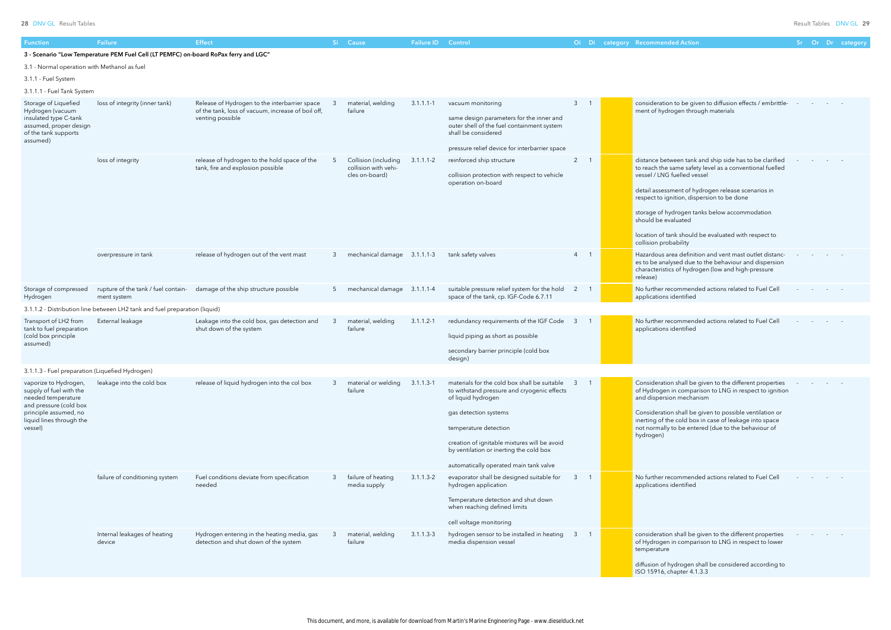| Function | Failure | Effect | Si | Cause | Failure ID | Control | Oi | Di | category | Recommended Action | Sr | Or | Dr | category |
|---|---|---|---|---|---|---|---|---|---|---|---|---|---|---|
| **3 - Scenario "Low Temperature PEM Fuel Cell (LT PEMFC) on-board RoPax ferry and LGC"** | | | | | | | | | | | | | | |
| 3.1 - Normal operation with Methanol as fuel | | | | | | | | | | | | | | |
| 3.1.1 - Fuel System | | | | | | | | | | | | | | |
| 3.1.1.1 - Fuel Tank System | | | | | | | | | | | | | | |
| Storage of Liquefied Hydrogen (vacuum insulated type C-tank assumed, proper design of the tank supports assumed) | loss of integrity (inner tank) | Release of Hydrogen to the interbarrier space of the tank, loss of vacuum, increase of boil off, venting possible | 3 | material, welding failure | 3.1.1.1-1 | vacuum monitoring<br><br>same design parameters for the inner and outer shell of the fuel containment system shall be considered<br><br>pressure relief device for interbarrier space | 3 | 1 | | consideration to be given to diffusion effects / embrittlement of hydrogen through materials | - | - | - | - |
| | loss of integrity | release of hydrogen to the hold space of the tank, fire and explosion possible | 5 | Collision (including collision with vehicles on-board) | 3.1.1.1-2 | reinforced ship structure<br><br>collision protection with respect to vehicle operation on-board | 2 | 1 | | distance between tank and ship side has to be clarified to reach the same safety level as a conventional fuelled vessel / LNG fuelled vessel<br><br>detail assessment of hydrogen release scenarios in respect to ignition, dispersion to be done<br><br>storage of hydrogen tanks below accommodation should be evaluated<br><br>location of tank should be evaluated with respect to collision probability | - | - | - | - |
| | overpressure in tank | release of hydrogen out of the vent mast | 3 | mechanical damage | 3.1.1.1-3 | tank safety valves | 4 | 1 | | Hazardous area definition and vent mast outlet distances to be analysed due to the behaviour and dispersion characteristics of hydrogen (low and high-pressure release) | - | - | - | - |
| Storage of compressed Hydrogen | rupture of the tank / fuel containment system | damage of the ship structure possible | 5 | mechanical damage | 3.1.1.1-4 | suitable pressure relief system for the hold space of the tank, cp. IGF-Code 6.7.11 | 2 | 1 | | No further recommended actions related to Fuel Cell applications identified | - | - | - | - |
| 3.1.1.2 - Distribution line between LH2 tank and fuel preparation (liquid) | | | | | | | | | | | | | | |
| Transport of LH2 from tank to fuel preparation (cold box principle assumed) | External leakage | Leakage into the cold box, gas detection and shut down of the system | 3 | material, welding failure | 3.1.1.2-1 | redundancy requirements of the IGF Code<br><br>liquid piping as short as possible<br><br>secondary barrier principle (cold box design) | 3 | 1 | | No further recommended actions related to Fuel Cell applications identified | - | - | - | - |
| 3.1.1.3 - Fuel preparation (Liquefied Hydrogen) | | | | | | | | | | | | | | |
| vaporize to Hydrogen, supply of fuel with the needed temperature and pressure (cold box principle assumed, no liquid lines through the vessel) | leakage into the cold box | release of liquid hydrogen into the col box | 3 | material or welding failure | 3.1.1.3-1 | materials for the cold box shall be suitable to withstand pressure and cryogenic effects of liquid hydrogen<br><br>gas detection systems<br><br>temperature detection<br><br>creation of ignitable mixtures will be avoid by ventilation or inerting the cold box<br><br>automatically operated main tank valve | 3 | 1 | | Consideration shall be given to the different properties of Hydrogen in comparison to LNG in respect to ignition and dispersion mechanism<br><br>Consideration shall be given to possible ventilation or inerting of the cold box in case of leakage into space not normally to be entered (due to the behaviour of hydrogen) | - | - | - | - |
| | failure of conditioning system | Fuel conditions deviate from specification needed | 3 | failure of heating media supply | 3.1.1.3-2 | evaporator shall be designed suitable for hydrogen application<br><br>Temperature detection and shut down when reaching defined limits<br><br>cell voltage monitoring | 3 | 1 | | No further recommended actions related to Fuel Cell applications identified | - | - | - | - |
| | Internal leakages of heating device | Hydrogen entering in the heating media, gas detection and shut down of the system | 3 | material, welding failure | 3.1.1.3-3 | hydrogen sensor to be installed in heating media dispension vessel | 3 | 1 | | consideration shall be given to the different properties of Hydrogen in comparison to LNG in respect to lower temperature<br><br>diffusion of hydrogen shall be considered according to ISO 15916, chapter 4.1.3.3 | - | - | - | - |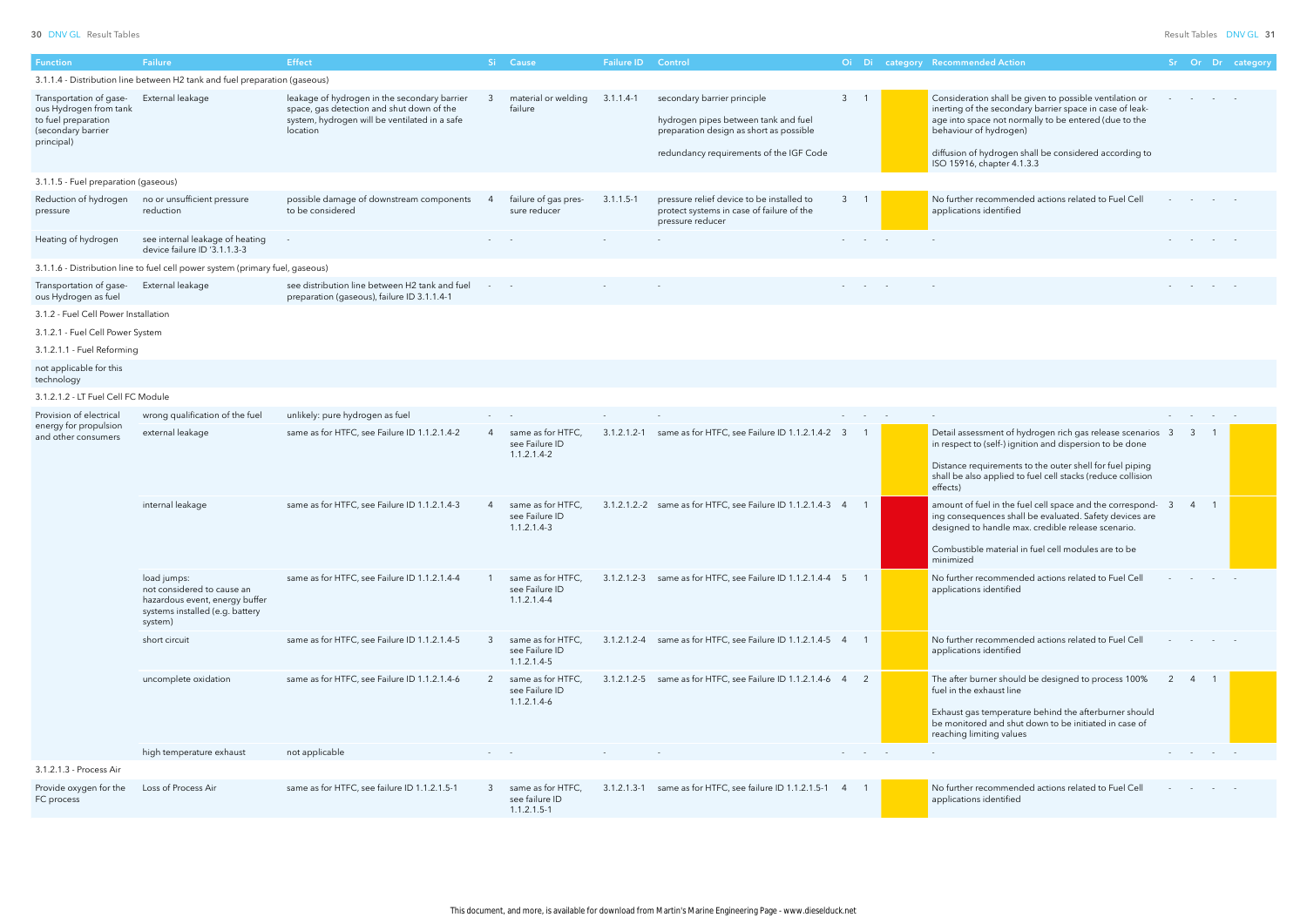| Function | Failure | Effect | Si | Cause | Failure ID | Control | Oi | Di | category | Recommended Action | Sr | Or | Dr | category |
|---|---|---|---|---|---|---|---|---|---|---|---|---|---|---|
| 3.1.1.4 - Distribution line between H2 tank and fuel preparation (gaseous) | | | | | | | | | | | | | | |
| Transportation of gaseous Hydrogen from tank to fuel preparation (secondary barrier principal) | External leakage | leakage of hydrogen in the secondary barrier space, gas detection and shut down of the system, hydrogen will be ventilated in a safe location | 3 | material or welding failure | 3.1.1.4-1 | secondary barrier principle<br><br>hydrogen pipes between tank and fuel preparation design as short as possible<br><br>redundancy requirements of the IGF Code | 3 | 1 | | Consideration shall be given to possible ventilation or inerting of the secondary barrier space in case of leakage into space not normally to be entered (due to the behaviour of hydrogen)<br><br>diffusion of hydrogen shall be considered according to ISO 15916, chapter 4.1.3.3 | - | - | - | - |
| 3.1.1.5 - Fuel preparation (gaseous) | | | | | | | | | | | | | | |
| Reduction of hydrogen pressure | no or unsufficient pressure reduction | possible damage of downstream components to be considered | 4 | failure of gas pressure reducer | 3.1.1.5-1 | pressure relief device to be installed to protect systems in case of failure of the pressure reducer | 3 | 1 | | No further recommended actions related to Fuel Cell applications identified | - | - | - | - |
| Heating of hydrogen | see internal leakage of heating device failure ID '3.1.1.3-3 | - | - | - | - | - | - | - | - | - | - | - | - | - |
| 3.1.1.6 - Distribution line to fuel cell power system (primary fuel, gaseous) | | | | | | | | | | | | | | |
| Transportation of gaseous Hydrogen as fuel | External leakage | see distribution line between H2 tank and fuel preparation (gaseous), failure ID 3.1.1.4-1 | - | - | - | - | - | - | - | - | - | - | - | - |
| 3.1.2 - Fuel Cell Power Installation | | | | | | | | | | | | | | |
| 3.1.2.1 - Fuel Cell Power System | | | | | | | | | | | | | | |
| 3.1.2.1.1 - Fuel Reforming | | | | | | | | | | | | | | |
| not applicable for this technology | | | | | | | | | | | | | | |
| 3.1.2.1.2 - LT Fuel Cell FC Module | | | | | | | | | | | | | | |
| Provision of electrical energy for propulsion and other consumers | wrong qualification of the fuel | unlikely: pure hydrogen as fuel | - | - | - | - | - | - | - | - | - | - | - | - |
| | external leakage | same as for HTFC, see Failure ID 1.1.2.1.4-2 | 4 | same as for HTFC, see Failure ID 1.1.2.1.4-2 | 3.1.2.1.2-1 | same as for HTFC, see Failure ID 1.1.2.1.4-2 | 3 | 1 | | Detail assessment of hydrogen rich gas release scenarios in respect to (self-) ignition and dispersion to be done<br><br>Distance requirements to the outer shell for fuel piping shall be also applied to fuel cell stacks (reduce collision effects) | 3 | 3 | 1 | |
| | internal leakage | same as for HTFC, see Failure ID 1.1.2.1.4-3 | 4 | same as for HTFC, see Failure ID 1.1.2.1.4-3 | 3.1.2.1.2.-2 | same as for HTFC, see Failure ID 1.1.2.1.4-3 | 4 | 1 | | amount of fuel in the fuel cell space and the corresponding consequences shall be evaluated. Safety devices are designed to handle max. credible release scenario.<br><br>Combustible material in fuel cell modules are to be minimized | 3 | 4 | 1 | |
| | load jumps: not considered to cause an hazardous event, energy buffer systems installed (e.g. battery system) | same as for HTFC, see Failure ID 1.1.2.1.4-4 | 1 | same as for HTFC, see Failure ID 1.1.2.1.4-4 | 3.1.2.1.2-3 | same as for HTFC, see Failure ID 1.1.2.1.4-4 | 5 | 1 | | No further recommended actions related to Fuel Cell applications identified | - | - | - | - |
| | short circuit | same as for HTFC, see Failure ID 1.1.2.1.4-5 | 3 | same as for HTFC, see Failure ID 1.1.2.1.4-5 | 3.1.2.1.2-4 | same as for HTFC, see Failure ID 1.1.2.1.4-5 | 4 | 1 | | No further recommended actions related to Fuel Cell applications identified | - | - | - | - |
| | uncomplete oxidation | same as for HTFC, see Failure ID 1.1.2.1.4-6 | 2 | same as for HTFC, see Failure ID 1.1.2.1.4-6 | 3.1.2.1.2-5 | same as for HTFC, see Failure ID 1.1.2.1.4-6 | 4 | 2 | | The after burner should be designed to process 100% fuel in the exhaust line<br><br>Exhaust gas temperature behind the afterburner should be monitored and shut down to be initiated in case of reaching limiting values | 2 | 4 | 1 | |
| | high temperature exhaust | not applicable | - | - | - | - | - | - | - | - | - | - | - | - |
| 3.1.2.1.3 - Process Air | | | | | | | | | | | | | | |
| Provide oxygen for the FC process | Loss of Process Air | same as for HTFC, see failure ID 1.1.2.1.5-1 | 3 | same as for HTFC, see failure ID 1.1.2.1.5-1 | 3.1.2.1.3-1 | same as for HTFC, see failure ID 1.1.2.1.5-1 | 4 | 1 | | No further recommended actions related to Fuel Cell applications identified | - | - | - | - |

This document, and more, is available for download from Martin's Marine Engineering Page - www.dieselduck.net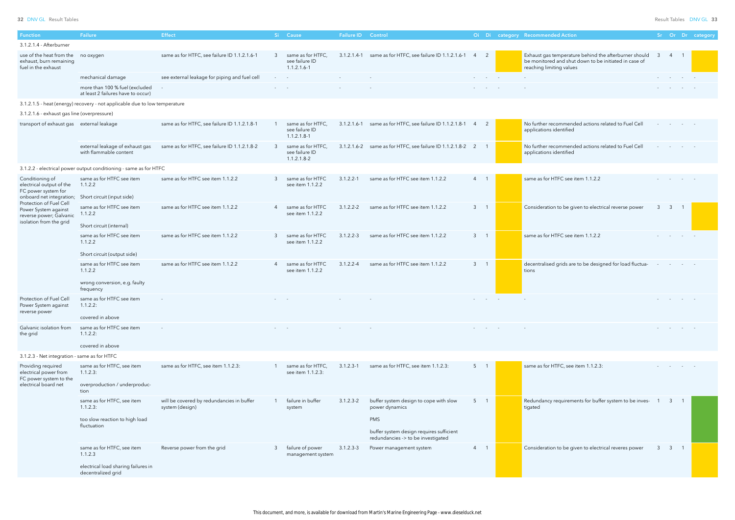| Function | Failure | Effect | Si | Cause | Failure ID | Control | Oi | Di | category | Recommended Action | Sr | Or | Dr | category |
|---|---|---|---|---|---|---|---|---|---|---|---|---|---|---|
| 3.1.2.1.4 - Afterburner | | | | | | | | | | | | | | |
| use of the heat from the exhaust, burn remaining fuel in the exhaust | no oxygen | same as for HTFC, see failure ID 1.1.2.1.6-1 | 3 | same as for HTFC, see failure ID 1.1.2.1.6-1 | 3.1.2.1.4-1 | same as for HTFC, see failure ID 1.1.2.1.6-1 | 4 | 2 | | Exhaust gas temperature behind the afterburner should be monitored and shut down to be initiated in case of reaching limiting values | 3 | 4 | 1 | |
| | mechanical damage | see external leakage for piping and fuel cell | - | - | - | - | - | - | - | - | - | - | - | - |
| | more than 100 % fuel (excluded at least 2 failures have to occur) | - | - | - | - | - | - | - | - | - | - | - | - | - |
| 3.1.2.1.5 - heat (energy) recovery - not applicable due to low temperature | | | | | | | | | | | | | | |
| 3.1.2.1.6 - exhaust gas line (overpressure) | | | | | | | | | | | | | | |
| transport of exhaust gas | external leakage | same as for HTFC, see failure ID 1.1.2.1.8-1 | 1 | same as for HTFC, see failure ID 1.1.2.1.8-1 | 3.1.2.1.6-1 | same as for HTFC, see failure ID 1.1.2.1.8-1 | 4 | 2 | | No further recommended actions related to Fuel Cell applications identified | - | - | - | - |
| | external leakage of exhaust gas with flammable content | same as for HTFC, see failure ID 1.1.2.1.8-2 | 3 | same as for HTFC, see failure ID 1.1.2.1.8-2 | 3.1.2.1.6-2 | same as for HTFC, see failure ID 1.1.2.1.8-2 | 2 | 1 | | No further recommended actions related to Fuel Cell applications identified | - | - | - | - |
| 3.1.2.2 - electrical power output conditioning - same as for HTFC | | | | | | | | | | | | | | |
| Conditioning of electrical output of the FC power system for onboard net integration; Protection of Fuel Cell Power System against reverse power; Galvanic isolation from the grid | same as for HTFC see item 1.1.2.2<br><br>Short circuit (input side) | same as for HTFC see item 1.1.2.2 | 3 | same as for HTFC see item 1.1.2.2 | 3.1.2.2-1 | same as for HTFC see item 1.1.2.2 | 4 | 1 | | same as for HTFC see item 1.1.2.2 | - | - | - | - |
| | same as for HTFC see item 1.1.2.2<br><br>Short circuit (internal) | same as for HTFC see item 1.1.2.2 | 4 | same as for HTFC see item 1.1.2.2 | 3.1.2.2-2 | same as for HTFC see item 1.1.2.2 | 3 | 1 | | Consideration to be given to electrical reverse power | 3 | 3 | 1 | |
| | same as for HTFC see item 1.1.2.2<br><br>Short circuit (output side) | same as for HTFC see item 1.1.2.2 | 3 | same as for HTFC see item 1.1.2.2 | 3.1.2.2-3 | same as for HTFC see item 1.1.2.2 | 3 | 1 | | same as for HTFC see item 1.1.2.2 | - | - | - | - |
| | same as for HTFC see item 1.1.2.2<br><br>wrong conversion, e.g. faulty frequency | same as for HTFC see item 1.1.2.2 | 4 | same as for HTFC see item 1.1.2.2 | 3.1.2.2-4 | same as for HTFC see item 1.1.2.2 | 3 | 1 | | decentralised grids are to be designed for load fluctuations | - | - | - | - |
| Protection of Fuel Cell Power System against reverse power | same as for HTFC see item 1.1.2.2:<br><br>covered in above | - | - | - | - | - | - | - | - | - | - | - | - | - |
| Galvanic isolation from the grid | same as for HTFC see item 1.1.2.2:<br><br>covered in above | - | - | - | - | - | - | - | - | - | - | - | - | - |
| 3.1.2.3 - Net integration - same as for HTFC | | | | | | | | | | | | | | |
| Providing required electrical power from FC power system to the electrical board net | same as for HTFC, see item 1.1.2.3:<br><br>overproduction / underproduction | same as for HTFC, see item 1.1.2.3: | 1 | same as for HTFC, see item 1.1.2.3: | 3.1.2.3-1 | same as for HTFC, see item 1.1.2.3: | 5 | 1 | | same as for HTFC, see item 1.1.2.3: | - | - | - | - |
| | same as for HTFC, see item 1.1.2.3:<br><br>too slow reaction to high load fluctuation | will be covered by redundancies in buffer system (design) | 1 | failure in buffer system | 3.1.2.3-2 | buffer system design to cope with slow power dynamics<br><br>PMS<br><br>buffer system design requires sufficient redundancies -> to be investigated | 5 | 1 | | Redundancy requirements for buffer system to be investigated | 1 | 3 | 1 | |
| | same as for HTFC, see item 1.1.2.3<br><br>electrical load sharing failures in decentralized grid | Reverse power from the grid | 3 | failure of power management system | 3.1.2.3-3 | Power management system | 4 | 1 | | Consideration to be given to electrical reveres power | 3 | 3 | 1 | |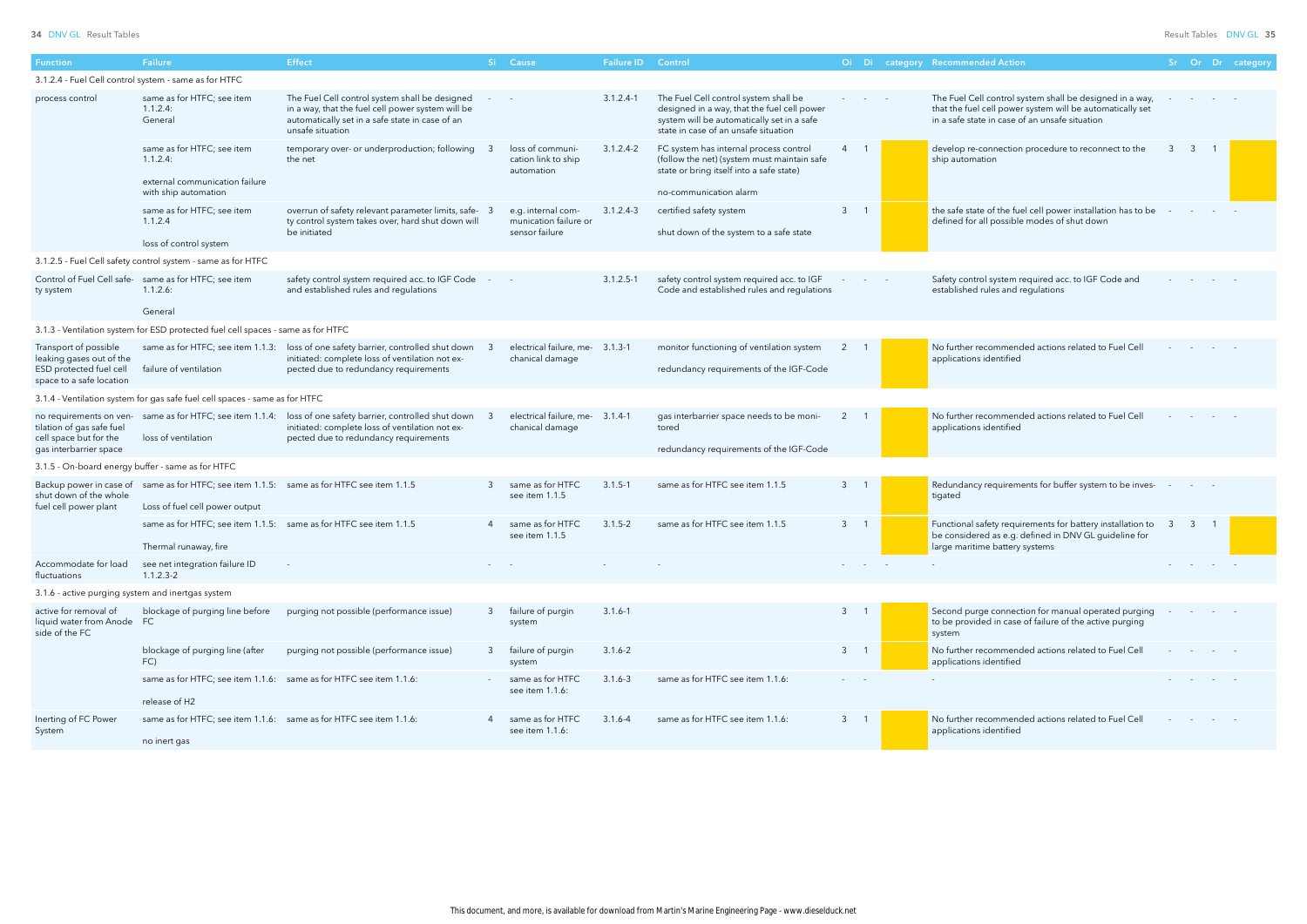| Function | Failure | Effect | Si | Cause | Failure ID | Control | Oi | Di | category | Recommended Action | Sr | Or | Dr | category |
|---|---|---|---|---|---|---|---|---|---|---|---|---|---|---|
| 3.1.2.4 - Fuel Cell control system - same as for HTFC | | | | | | | | | | | | | | |
| process control | same as for HTFC; see item 1.1.2.4: General | The Fuel Cell control system shall be designed in a way, that the fuel cell power system will be automatically set in a safe state in case of an unsafe situation | - | - | 3.1.2.4-1 | The Fuel Cell control system shall be designed in a way, that the fuel cell power system will be automatically set in a safe state in case of an unsafe situation | - | - | - | The Fuel Cell control system shall be designed in a way, that the fuel cell power system will be automatically set in a safe state in case of an unsafe situation | - | - | - | - |
| | same as for HTFC; see item 1.1.2.4: external communication failure with ship automation | temporary over- or underproduction; following the net | 3 | loss of communication link to ship automation | 3.1.2.4-2 | FC system has internal process control (follow the net) (system must maintain safe state or bring itself into a safe state) no-communication alarm | 4 | 1 | | develop re-connection procedure to reconnect to the ship automation | 3 | 3 | 1 | |
| | same as for HTFC; see item 1.1.2.4 loss of control system | overrun of safety relevant parameter limits, safety control system takes over, hard shut down will be initiated | 3 | e.g. internal communication failure or sensor failure | 3.1.2.4-3 | certified safety system shut down of the system to a safe state | 3 | 1 | | the safe state of the fuel cell power installation has to be defined for all possible modes of shut down | - | - | - | - |
| 3.1.2.5 - Fuel Cell safety control system - same as for HTFC | | | | | | | | | | | | | | |
| Control of Fuel Cell safety system | same as for HTFC; see item 1.1.2.6: General | safety control system required acc. to IGF Code and established rules and regulations | - | - | 3.1.2.5-1 | safety control system required acc. to IGF Code and established rules and regulations | - | - | - | Safety control system required acc. to IGF Code and established rules and regulations | - | - | - | - |
| 3.1.3 - Ventilation system for ESD protected fuel cell spaces - same as for HTFC | | | | | | | | | | | | | | |
| Transport of possible leaking gases out of the ESD protected fuel cell space to a safe location | same as for HTFC; see item 1.1.3: failure of ventilation | loss of one safety barrier, controlled shut down initiated: complete loss of ventilation not expected due to redundancy requirements | 3 | electrical failure, mechanical damage | 3.1.3-1 | monitor functioning of ventilation system redundancy requirements of the IGF-Code | 2 | 1 | | No further recommended actions related to Fuel Cell applications identified | - | - | - | - |
| 3.1.4 - Ventilation system for gas safe fuel cell spaces - same as for HTFC | | | | | | | | | | | | | | |
| no requirements on ventilation of gas safe fuel cell space but for the gas interbarrier space | same as for HTFC; see item 1.1.4: loss of ventilation | loss of one safety barrier, controlled shut down initiated: complete loss of ventilation not expected due to redundancy requirements | 3 | electrical failure, mechanical damage | 3.1.4-1 | gas interbarrier space needs to be monitored redundancy requirements of the IGF-Code | 2 | 1 | | No further recommended actions related to Fuel Cell applications identified | - | - | - | - |
| 3.1.5 - On-board energy buffer - same as for HTFC | | | | | | | | | | | | | | |
| Backup power in case of shut down of the whole fuel cell power plant | same as for HTFC; see item 1.1.5: Loss of fuel cell power output | same as for HTFC see item 1.1.5 | 3 | same as for HTFC see item 1.1.5 | 3.1.5-1 | same as for HTFC see item 1.1.5 | 3 | 1 | | Redundancy requirements for buffer system to be investigated | - | - | - | |
| | same as for HTFC; see item 1.1.5: Thermal runaway, fire | same as for HTFC see item 1.1.5 | 4 | same as for HTFC see item 1.1.5 | 3.1.5-2 | same as for HTFC see item 1.1.5 | 3 | 1 | | Functional safety requirements for battery installation to be considered as e.g. defined in DNV GL guideline for large maritime battery systems | 3 | 3 | 1 | |
| Accommodate for load fluctuations | see net integration failure ID 1.1.2.3-2 | - | - | - | - | - | - | - | - | - | - | - | - | - |
| 3.1.6 - active purging system and inertgas system | | | | | | | | | | | | | | |
| active for removal of liquid water from Anode side of the FC | blockage of purging line before FC | purging not possible (performance issue) | 3 | failure of purgin system | 3.1.6-1 | | 3 | 1 | | Second purge connection for manual operated purging to be provided in case of failure of the active purging system | - | - | - | - |
| | blockage of purging line (after FC) | purging not possible (performance issue) | 3 | failure of purgin system | 3.1.6-2 | | 3 | 1 | | No further recommended actions related to Fuel Cell applications identified | - | - | - | - |
| | same as for HTFC; see item 1.1.6: release of H2 | same as for HTFC see item 1.1.6: | - | same as for HTFC see item 1.1.6: | 3.1.6-3 | same as for HTFC see item 1.1.6: | - | - | | - | - | - | - | - |
| Inerting of FC Power System | same as for HTFC; see item 1.1.6: no inert gas | same as for HTFC see item 1.1.6: | 4 | same as for HTFC see item 1.1.6: | 3.1.6-4 | same as for HTFC see item 1.1.6: | 3 | 1 | | No further recommended actions related to Fuel Cell applications identified | - | - | - | - |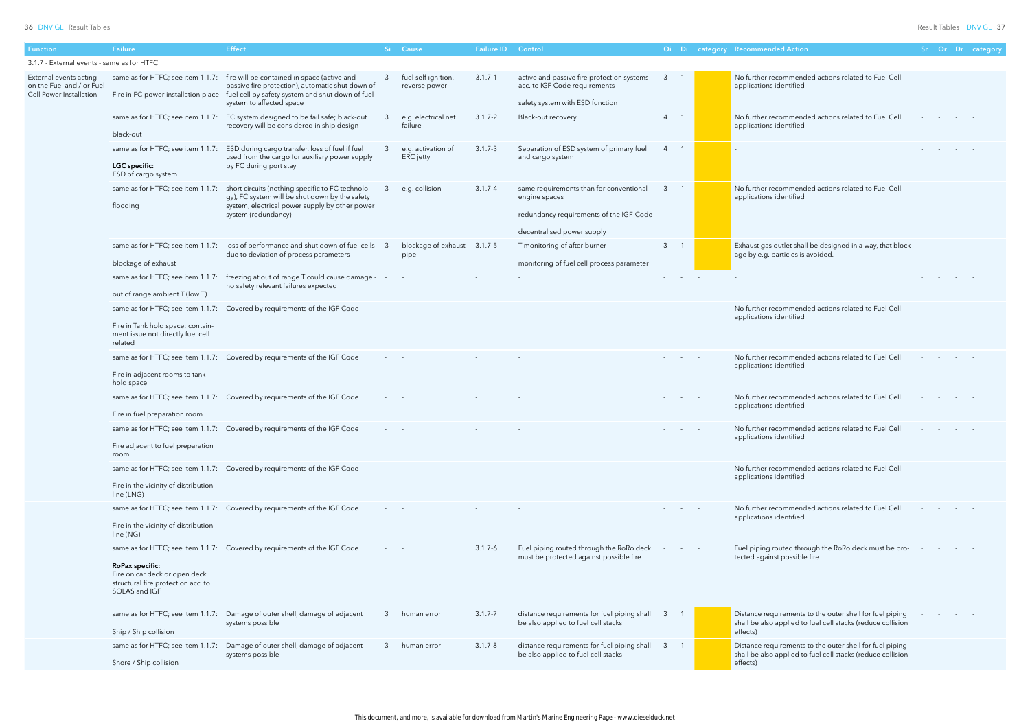| Function | Failure | Effect | Si | Cause | Failure ID | Control | Oi | Di | category | Recommended Action | Sr | Or | Dr | category |
|---|---|---|---|---|---|---|---|---|---|---|---|---|---|---|
| 3.1.7 - External events - same as for HTFC | | | | | | | | | | | | | | |
| External events acting on the Fuel and / or Fuel Cell Power Installation | same as for HTFC; see item 1.1.7: Fire in FC power installation place | fire will be contained in space (active and passive fire protection), automatic shut down of fuel cell by safety system and shut down of fuel system to affected space | 3 | fuel self ignition, reverse power | 3.1.7-1 | active and passive fire protection systems acc. to IGF Code requirements<br>safety system with ESD function | 3 | 1 | | No further recommended actions related to Fuel Cell applications identified | - | - | - | - |
| | same as for HTFC; see item 1.1.7: black-out | FC system designed to be fail safe; black-out recovery will be considered in ship design | 3 | e.g. electrical net failure | 3.1.7-2 | Black-out recovery | 4 | 1 | | No further recommended actions related to Fuel Cell applications identified | - | - | - | - |
| | same as for HTFC; see item 1.1.7: **LGC specific:** ESD of cargo system | ESD during cargo transfer, loss of fuel if fuel used from the cargo for auxiliary power supply by FC during port stay | 3 | e.g. activation of ERC jetty | 3.1.7-3 | Separation of ESD system of primary fuel and cargo system | 4 | 1 | | - | - | - | - | - |
| | same as for HTFC; see item 1.1.7: flooding | short circuits (nothing specific to FC technology), FC system will be shut down by the safety system, electrical power supply by other power system (redundancy) | 3 | e.g. collision | 3.1.7-4 | same requirements than for conventional engine spaces<br>redundancy requirements of the IGF-Code<br>decentralised power supply | 3 | 1 | | No further recommended actions related to Fuel Cell applications identified | - | - | - | - |
| | same as for HTFC; see item 1.1.7: blockage of exhaust | loss of performance and shut down of fuel cells due to deviation of process parameters | 3 | blockage of exhaust pipe | 3.1.7-5 | T monitoring of after burner<br>monitoring of fuel cell process parameter | 3 | 1 | | Exhaust gas outlet shall be designed in a way, that blockage by e.g. particles is avoided. | - | - | - | - |
| | same as for HTFC; see item 1.1.7: out of range ambient T (low T) | freezing at out of range T could cause damage - no safety relevant failures expected | - | - | - | - | - | - | - | - | - | - | - | - |
| | same as for HTFC; see item 1.1.7: Fire in Tank hold space: containment issue not directly fuel cell related | Covered by requirements of the IGF Code | - | - | - | - | - | - | - | No further recommended actions related to Fuel Cell applications identified | - | - | - | - |
| | same as for HTFC; see item 1.1.7: Fire in adjacent rooms to tank hold space | Covered by requirements of the IGF Code | - | - | - | - | - | - | - | No further recommended actions related to Fuel Cell applications identified | - | - | - | - |
| | same as for HTFC; see item 1.1.7: Fire in fuel preparation room | Covered by requirements of the IGF Code | - | - | - | - | - | - | - | No further recommended actions related to Fuel Cell applications identified | - | - | - | - |
| | same as for HTFC; see item 1.1.7: Fire adjacent to fuel preparation room | Covered by requirements of the IGF Code | - | - | - | - | - | - | - | No further recommended actions related to Fuel Cell applications identified | - | - | - | - |
| | same as for HTFC; see item 1.1.7: Fire in the vicinity of distribution line (LNG) | Covered by requirements of the IGF Code | - | - | - | - | - | - | - | No further recommended actions related to Fuel Cell applications identified | - | - | - | - |
| | same as for HTFC; see item 1.1.7: Fire in the vicinity of distribution line (NG) | Covered by requirements of the IGF Code | - | - | - | - | - | - | - | No further recommended actions related to Fuel Cell applications identified | - | - | - | - |
| | same as for HTFC; see item 1.1.7: **RoPax specific:** Fire on car deck or open deck structural fire protection acc. to SOLAS and IGF | Covered by requirements of the IGF Code | - | - | 3.1.7-6 | Fuel piping routed through the RoRo deck must be protected against possible fire | - | - | - | Fuel piping routed through the RoRo deck must be protected against possible fire | - | - | - | - |
| | same as for HTFC; see item 1.1.7: Ship / Ship collision | Damage of outer shell, damage of adjacent systems possible | 3 | human error | 3.1.7-7 | distance requirements for fuel piping shall be also applied to fuel cell stacks | 3 | 1 | | Distance requirements to the outer shell for fuel piping shall be also applied to fuel cell stacks (reduce collision effects) | - | - | - | - |
| | same as for HTFC; see item 1.1.7: Shore / Ship collision | Damage of outer shell, damage of adjacent systems possible | 3 | human error | 3.1.7-8 | distance requirements for fuel piping shall be also applied to fuel cell stacks | 3 | 1 | | Distance requirements to the outer shell for fuel piping shall be also applied to fuel cell stacks (reduce collision effects) | - | - | - | - |

This document, and more, is available for download from Martin's Marine Engineering Page - www.dieselduck.net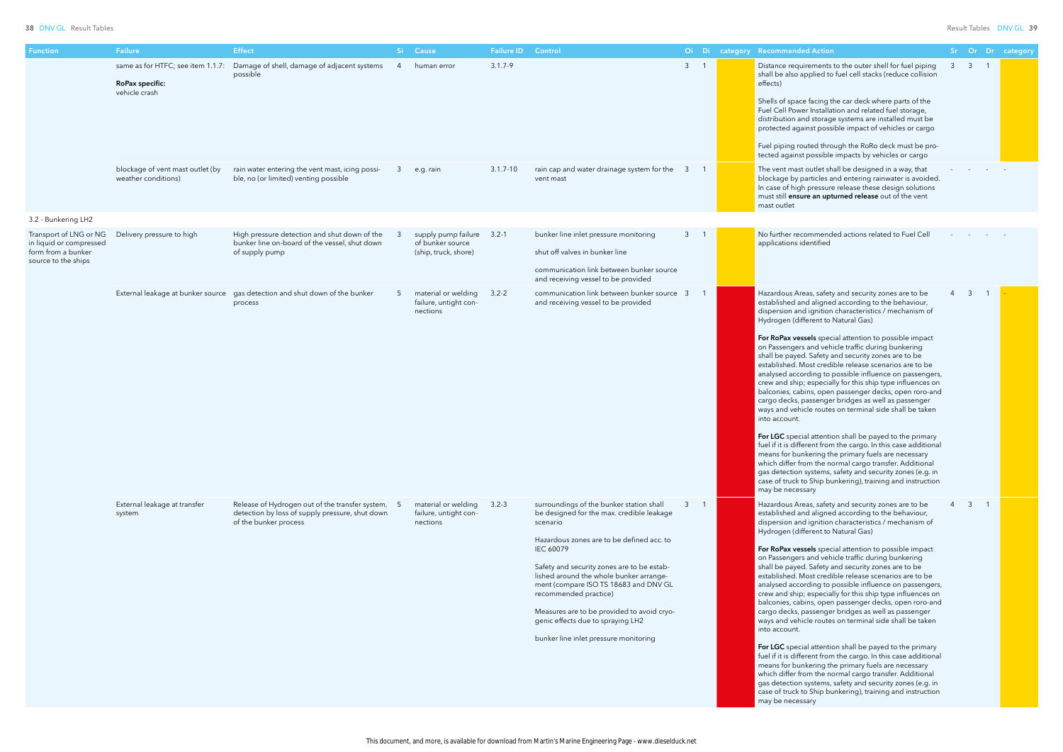| Function | Failure | Effect | Si | Cause | Failure ID | Control | Oi | Di | category | Recommended Action | Sr | Or | Dr | category |
|---|---|---|---|---|---|---|---|---|---|---|---|---|---|---|
| | same as for HTFC; see item 1.1.7: **RoPax specific:** vehicle crash | Damage of shell, damage of adjacent systems possible | 4 | human error | 3.1.7-9 | | 3 | 1 | | Distance requirements to the outer shell for fuel piping shall be also applied to fuel cell stacks (reduce collision effects)<br><br>Shells of space facing the car deck where parts of the Fuel Cell Power Installation and related fuel storage, distribution and storage systems are installed must be protected against possible impact of vehicles or cargo<br><br>Fuel piping routed through the RoRo deck must be protected against possible impacts by vehicles or cargo | 3 | 3 | 1 | |
| | blockage of vent mast outlet (by weather conditions) | rain water entering the vent mast, icing possible, no (or limited) venting possible | 3 | e.g. rain | 3.1.7-10 | rain cap and water drainage system for the vent mast | 3 | 1 | | The vent mast outlet shall be designed in a way, that blockage by particles and entering rainwater is avoided. In case of high pressure release these design solutions must still **ensure an upturned release** out of the vent mast outlet | - | - | - | - |
| 3.2 - Bunkering LH2 | | | | | | | | | | | | | | |
| Transport of LNG or NG in liquid or compressed form from a bunker source to the ships | Delivery pressure to high | High pressure detection and shut down of the bunker line on-board of the vessel, shut down of supply pump | 3 | supply pump failure of bunker source (ship, truck, shore) | 3.2-1 | bunker line inlet pressure monitoring<br><br>shut off valves in bunker line<br><br>communication link between bunker source and receiving vessel to be provided | 3 | 1 | | No further recommended actions related to Fuel Cell applications identified | - | - | - | - |
| | External leakage at bunker source | gas detection and shut down of the bunker process | 5 | material or welding failure, untight connections | 3.2-2 | communication link between bunker source and receiving vessel to be provided | 3 | 1 | | Hazardous Areas, safety and security zones are to be established and aligned according to the behaviour, dispersion and ignition characteristics / mechanism of Hydrogen (different to Natural Gas)<br><br>**For RoPax vessels** special attention to possible impact on Passengers and vehicle traffic during bunkering shall be payed. Safety and security zones are to be established. Most credible release scenarios are to be analysed according to possible influence on passengers, crew and ship; especially for this ship type influences on balconies, cabins, open passenger decks, open roro-and cargo decks, passenger bridges as well as passenger ways and vehicle routes on terminal side shall be taken into account.<br><br>**For LGC** special attention shall be payed to the primary fuel if it is different from the cargo. In this case additional means for bunkering the primary fuels are necessary which differ from the normal cargo transfer. Additional gas detection systems, safety and security zones (e.g. in case of truck to Ship bunkering), training and instruction may be necessary | 4 | 3 | 1 | - |
| | External leakage at transfer system | Release of Hydrogen out of the transfer system, detection by loss of supply pressure, shut down of the bunker process | 5 | material or welding failure, untight connections | 3.2-3 | surroundings of the bunker station shall be designed for the max. credible leakage scenario<br><br>Hazardous zones are to be defined acc. to IEC 60079<br><br>Safety and security zones are to be established around the whole bunker arrangement (compare ISO TS 18683 and DNV GL recommended practice)<br><br>Measures are to be provided to avoid cryogenic effects due to spraying LH2<br><br>bunker line inlet pressure monitoring | 3 | 1 | | Hazardous Areas, safety and security zones are to be established and aligned according to the behaviour, dispersion and ignition characteristics / mechanism of Hydrogen (different to Natural Gas)<br><br>**For RoPax vessels** special attention to possible impact on Passengers and vehicle traffic during bunkering shall be payed. Safety and security zones are to be established. Most credible release scenarios are to be analysed according to possible influence on passengers, crew and ship; especially for this ship type influences on balconies, cabins, open passenger decks, open roro-and cargo decks, passenger bridges as well as passenger ways and vehicle routes on terminal side shall be taken into account.<br><br>**For LGC** special attention shall be payed to the primary fuel if it is different from the cargo. In this case additional means for bunkering the primary fuels are necessary which differ from the normal cargo transfer. Additional gas detection systems, safety and security zones (e.g. in case of truck to Ship bunkering), training and instruction may be necessary | 4 | 3 | 1 | |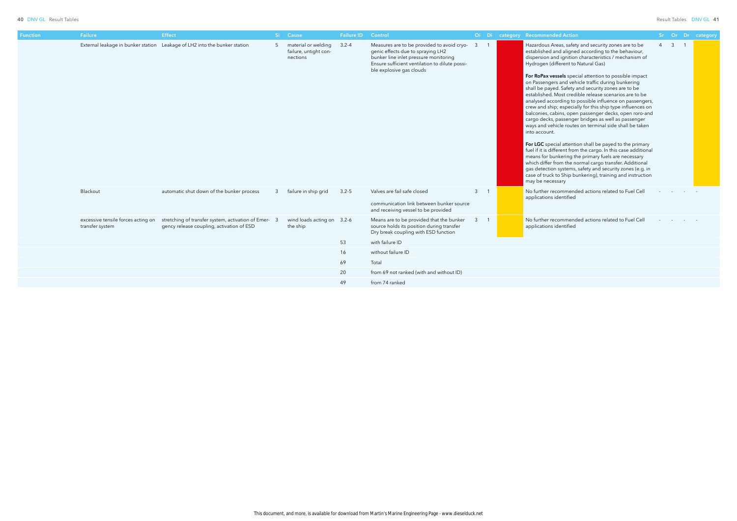| Function | Failure | Effect | Si | Cause | Failure ID | Control | Oi | Di | category | Recommended Action | Sr | Or | Dr | category |
|---|---|---|---|---|---|---|---|---|---|---|---|---|---|---|
| | External leakage in bunker station | Leakage of LH2 into the bunker station | 5 | material or welding failure, untight connections | 3.2-4 | Measures are to be provided to avoid cryogenic effects due to spraying LH2<br>bunker line inlet pressure monitoring<br>Ensure sufficient ventilation to dilute possible explosive gas clouds | 3 | 1 | | Hazardous Areas, safety and security zones are to be established and aligned according to the behaviour, dispersion and ignition characteristics / mechanism of Hydrogen (different to Natural Gas)<br><br>**For RoPax vessels** special attention to possible impact on Passengers and vehicle traffic during bunkering shall be payed. Safety and security zones are to be established. Most credible release scenarios are to be analysed according to possible influence on passengers, crew and ship; especially for this ship type influences on balconies, cabins, open passenger decks, open roro-and cargo decks, passenger bridges as well as passenger ways and vehicle routes on terminal side shall be taken into account.<br><br>**For LGC** special attention shall be payed to the primary fuel if it is different from the cargo. In this case additional means for bunkering the primary fuels are necessary which differ from the normal cargo transfer. Additional gas detection systems, safety and security zones (e.g. in case of truck to Ship bunkering), training and instruction may be necessary | 4 | 3 | 1 | |
| | Blackout | automatic shut down of the bunker process | 3 | failure in ship grid | 3.2-5 | Valves are fail safe closed<br><br>communication link between bunker source and receiving vessel to be provided | 3 | 1 | | No further recommended actions related to Fuel Cell applications identified | - | - | - | - |
| | excessive tensile forces acting on transfer system | stretching of transfer system, activation of Emergency release coupling, activation of ESD | 3 | wind loads acting on the ship | 3.2-6 | Means are to be provided that the bunker source holds its position during transfer<br>Dry break coupling with ESD function | 3 | 1 | | No further recommended actions related to Fuel Cell applications identified | - | - | - | - |
| | | | | | 53 | with failure ID | | | | | | | | |
| | | | | | 16 | without failure ID | | | | | | | | |
| | | | | | 69 | Total | | | | | | | | |
| | | | | | 20 | from 69 not ranked (with and without ID) | | | | | | | | |
| | | | | | 49 | from 74 ranked | | | | | | | | |